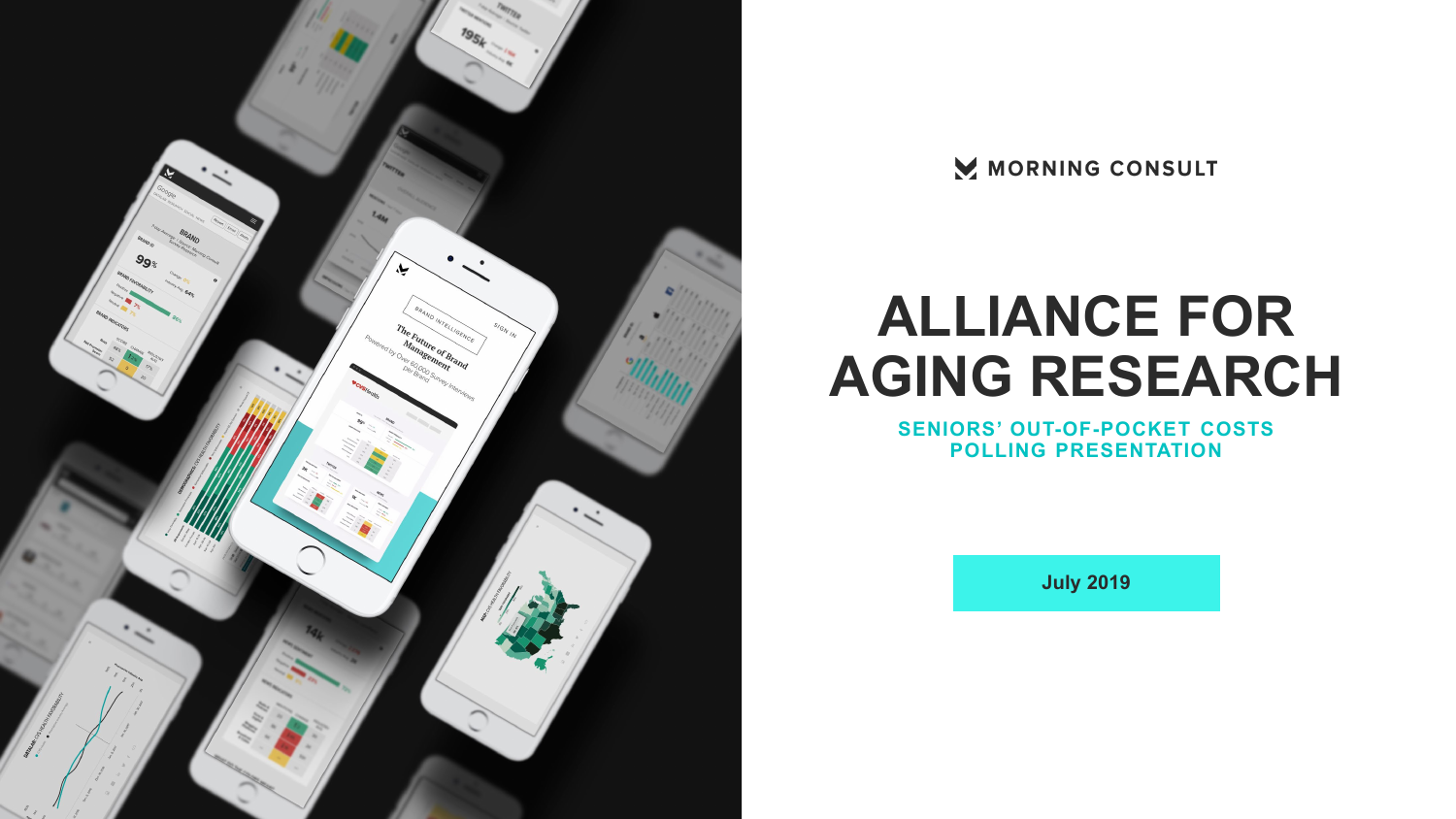MORNING CONSULT

# ALLIANCE FOR AGING RESEARCH

## SENIORS' OUT-OF-POCKET COSTS POLLING PRESENTATION

July 2019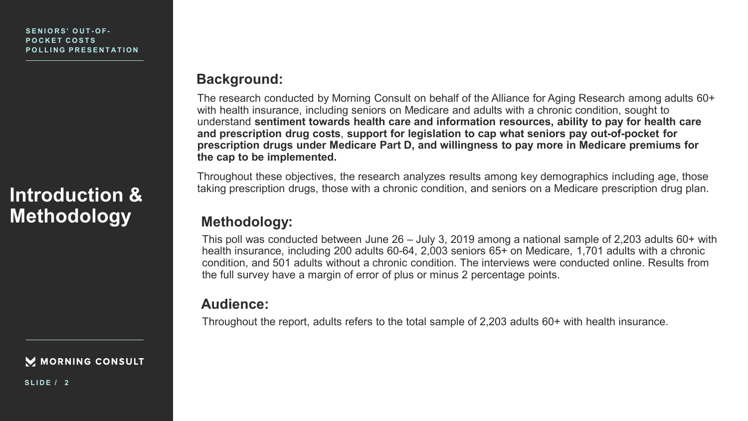# Introduction & Methodology

## Background:

The research conducted by Morning Consult on behalf of the Alliance for Aging Research among adults 60+ with health insurance, including seniors on Medicare and adults with a chronic condition, sought to understand **sentiment towards health care and information resources, ability to pay for health care and prescription drug costs**, **support for legislation to cap what seniors pay out-of-pocket for prescription drugs under Medicare Part D, and willingness to pay more in Medicare premiums for the cap to be implemented.**

Throughout these objectives, the research analyzes results among key demographics including age, those taking prescription drugs, those with a chronic condition, and seniors on a Medicare prescription drug plan.

## Methodology:

This poll was conducted between June 26 – July 3, 2019 among a national sample of 2,203 adults 60+ with health insurance, including 200 adults 60-64, 2,003 seniors 65+ on Medicare, 1,701 adults with a chronic condition, and 501 adults without a chronic condition. The interviews were conducted online. Results from the full survey have a margin of error of plus or minus 2 percentage points.

## Audience:

Throughout the report, adults refers to the total sample of 2,203 adults 60+ with health insurance.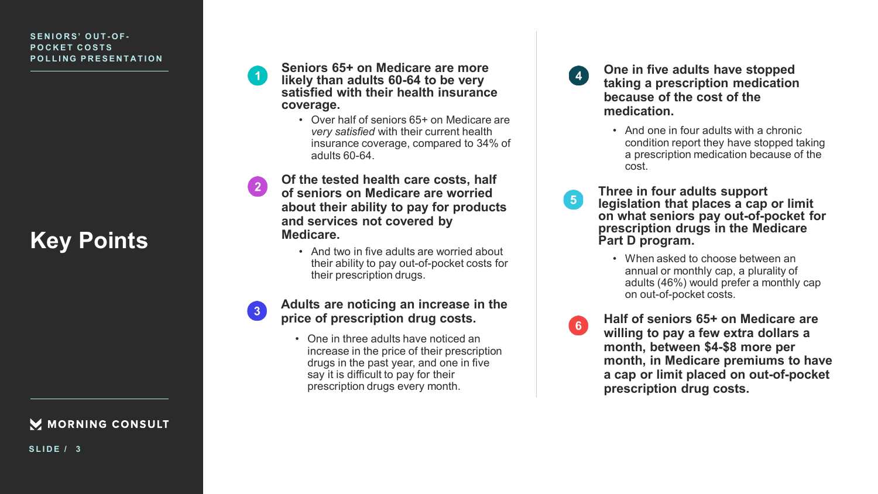# Key Points

1. **Seniors 65+ on Medicare are more likely than adults 60-64 to be very satisfied with their health insurance coverage.**
   - Over half of seniors 65+ on Medicare are *very satisfied* with their current health insurance coverage, compared to 34% of adults 60-64.

2. **Of the tested health care costs, half of seniors on Medicare are worried about their ability to pay for products and services not covered by Medicare.**
   - And two in five adults are worried about their ability to pay out-of-pocket costs for their prescription drugs.

3. **Adults are noticing an increase in the price of prescription drug costs.**
   - One in three adults have noticed an increase in the price of their prescription drugs in the past year, and one in five say it is difficult to pay for their prescription drugs every month.

4. **One in five adults have stopped taking a prescription medication because of the cost of the medication.**
   - And one in four adults with a chronic condition report they have stopped taking a prescription medication because of the cost.

5. **Three in four adults support legislation that places a cap or limit on what seniors pay out-of-pocket for prescription drugs in the Medicare Part D program.**
   - When asked to choose between an annual or monthly cap, a plurality of adults (46%) would prefer a monthly cap on out-of-pocket costs.

6. **Half of seniors 65+ on Medicare are willing to pay a few extra dollars a month, between $4-$8 more per month, in Medicare premiums to have a cap or limit placed on out-of-pocket prescription drug costs.**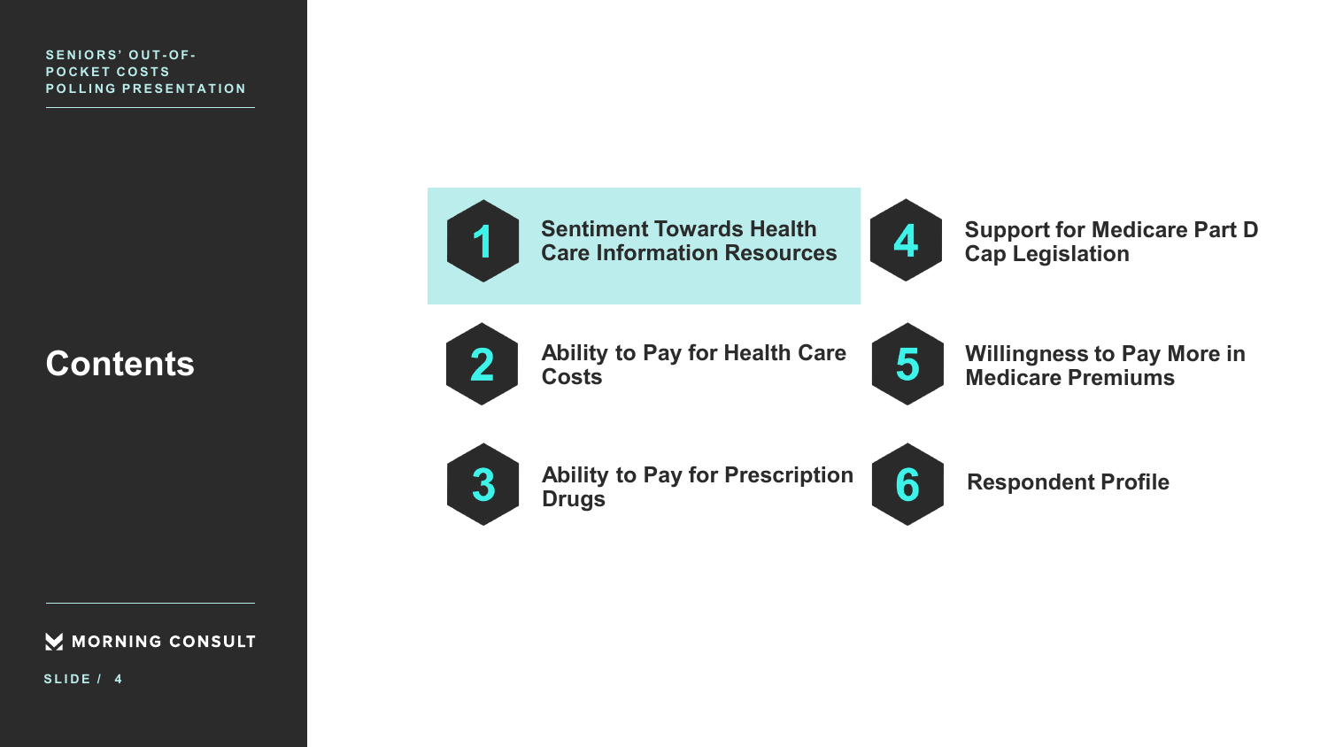# Contents

1. Sentiment Towards Health Care Information Resources
2. Ability to Pay for Health Care Costs
3. Ability to Pay for Prescription Drugs
4. Support for Medicare Part D Cap Legislation
5. Willingness to Pay More in Medicare Premiums
6. Respondent Profile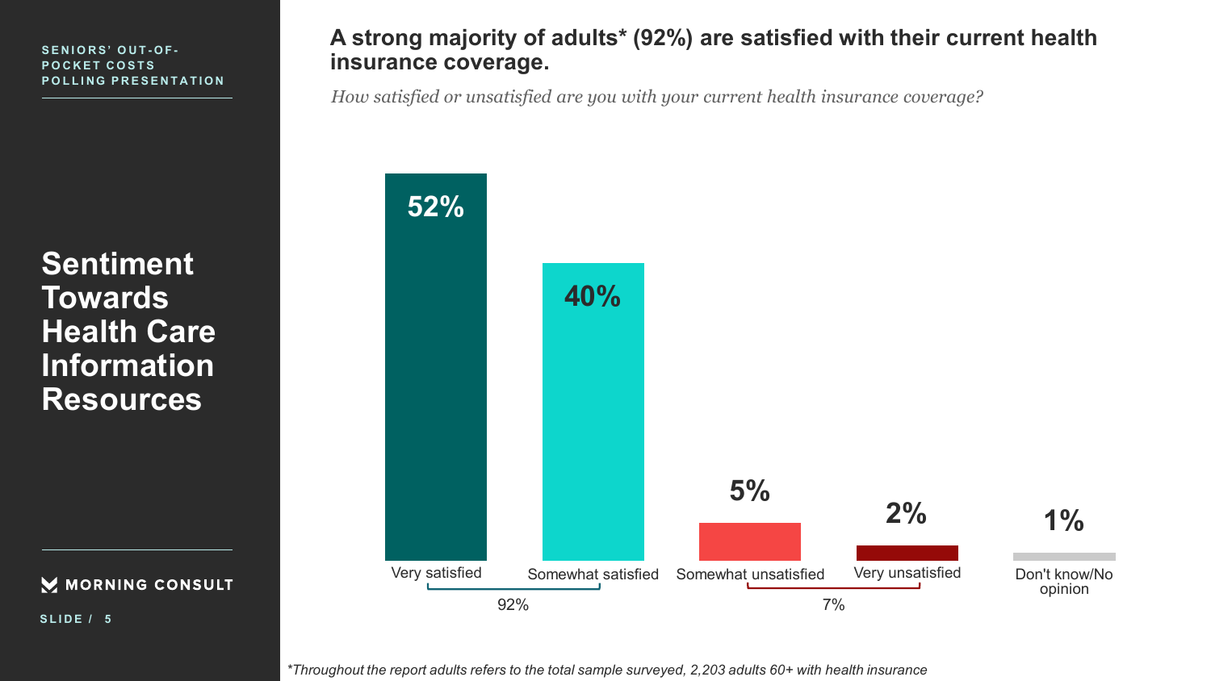SENIORS' OUT-OF-POCKET COSTS POLLING PRESENTATION

# Sentiment Towards Health Care Information Resources

## A strong majority of adults* (92%) are satisfied with their current health insurance coverage.

*How satisfied or unsatisfied are you with your current health insurance coverage?*

| Response | Percentage |
|---|---|
| Very satisfied | 52% |
| Somewhat satisfied | 40% |
| Somewhat unsatisfied | 5% |
| Very unsatisfied | 2% |
| Don't know/No opinion | 1% |

Very satisfied + Somewhat satisfied: 92%

Somewhat unsatisfied + Very unsatisfied: 7%

*Throughout the report adults refers to the total sample surveyed, 2,203 adults 60+ with health insurance

MORNING CONSULT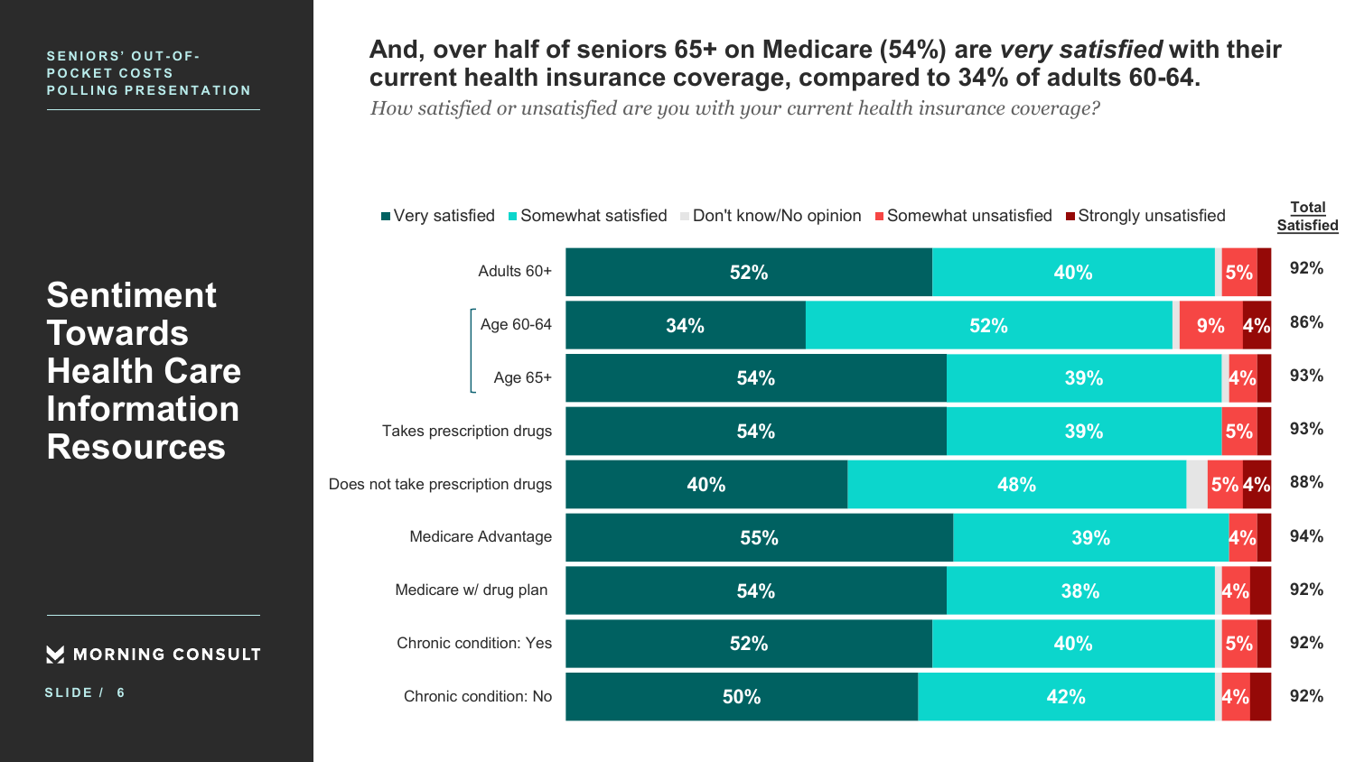SENIORS' OUT-OF-POCKET COSTS POLLING PRESENTATION

# Sentiment Towards Health Care Information Resources

## And, over half of seniors 65+ on Medicare (54%) are *very satisfied* with their current health insurance coverage, compared to 34% of adults 60-64.

*How satisfied or unsatisfied are you with your current health insurance coverage?*

| | Very satisfied | Somewhat satisfied | Don't know/No opinion | Somewhat unsatisfied | Strongly unsatisfied | Total Satisfied |
|---|---|---|---|---|---|---|
| Adults 60+ | 52% | 40% | | 5% | | 92% |
| Age 60-64 | 34% | 52% | | 9% | 4% | 86% |
| Age 65+ | 54% | 39% | | 4% | | 93% |
| Takes prescription drugs | 54% | 39% | | 5% | | 93% |
| Does not take prescription drugs | 40% | 48% | | 5% | 4% | 88% |
| Medicare Advantage | 55% | 39% | | 4% | | 94% |
| Medicare w/ drug plan | 54% | 38% | | 4% | | 92% |
| Chronic condition: Yes | 52% | 40% | | 5% | | 92% |
| Chronic condition: No | 50% | 42% | | 4% | | 92% |

MORNING CONSULT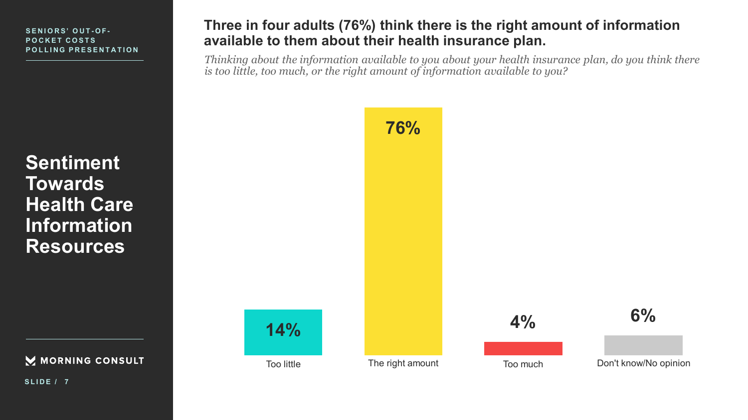SENIORS' OUT-OF-POCKET COSTS POLLING PRESENTATION

# Sentiment Towards Health Care Information Resources

## Three in four adults (76%) think there is the right amount of information available to them about their health insurance plan.

*Thinking about the information available to you about your health insurance plan, do you think there is too little, too much, or the right amount of information available to you?*

| Response | Percentage |
| --- | --- |
| Too little | 14% |
| The right amount | 76% |
| Too much | 4% |
| Don't know/No opinion | 6% |

MORNING CONSULT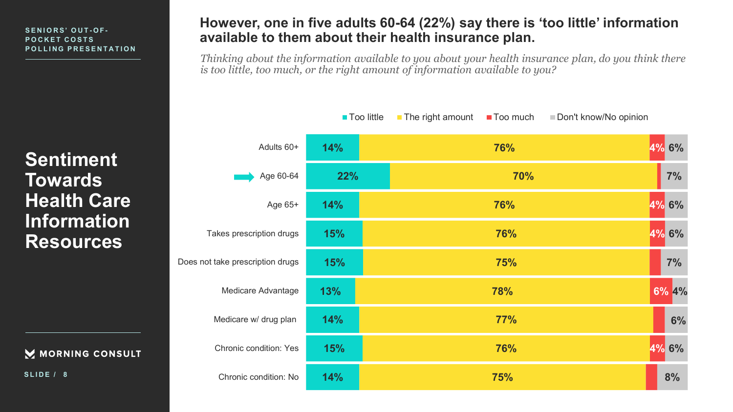SENIORS' OUT-OF-POCKET COSTS POLLING PRESENTATION

# Sentiment Towards Health Care Information Resources

## However, one in five adults 60-64 (22%) say there is 'too little' information available to them about their health insurance plan.

*Thinking about the information available to you about your health insurance plan, do you think there is too little, too much, or the right amount of information available to you?*

| | Too little | The right amount | Too much | Don't know/No opinion |
|---|---|---|---|---|
| Adults 60+ | 14% | 76% | 4% | 6% |
| Age 60-64 | 22% | 70% | | 7% |
| Age 65+ | 14% | 76% | 4% | 6% |
| Takes prescription drugs | 15% | 76% | 4% | 6% |
| Does not take prescription drugs | 15% | 75% | | 7% |
| Medicare Advantage | 13% | 78% | 6% | 4% |
| Medicare w/ drug plan | 14% | 77% | | 6% |
| Chronic condition: Yes | 15% | 76% | 4% | 6% |
| Chronic condition: No | 14% | 75% | | 8% |

MORNING CONSULT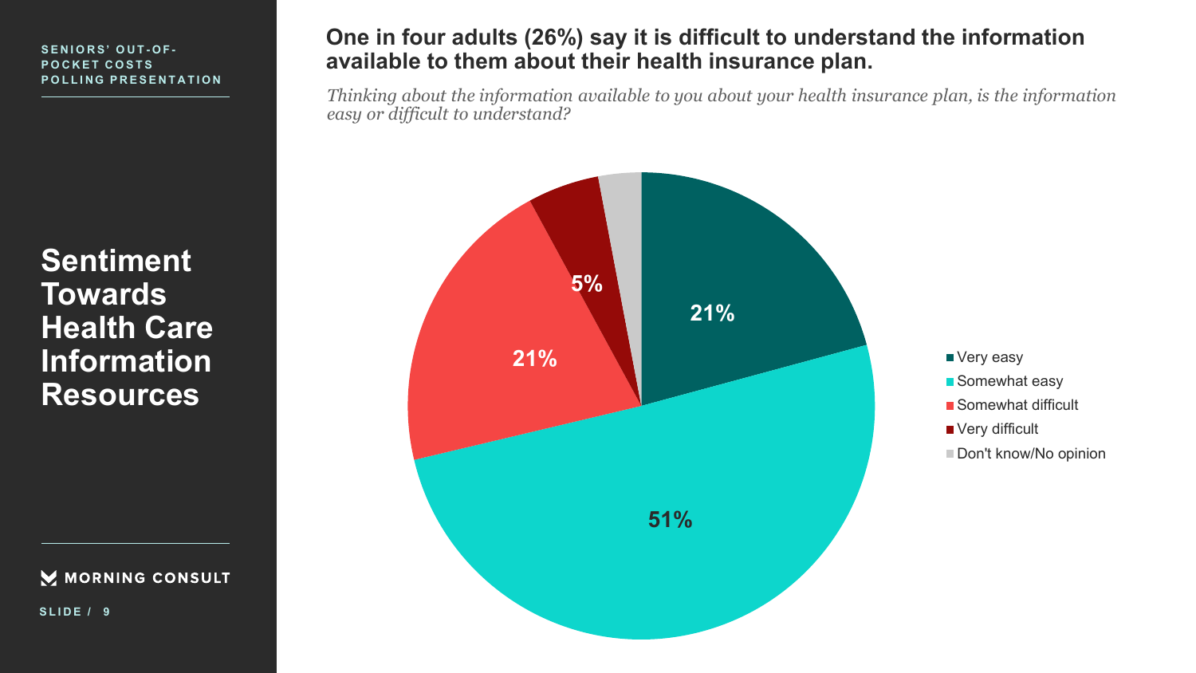SENIORS' OUT-OF-POCKET COSTS POLLING PRESENTATION

# Sentiment Towards Health Care Information Resources

## One in four adults (26%) say it is difficult to understand the information available to them about their health insurance plan.

*Thinking about the information available to you about your health insurance plan, is the information easy or difficult to understand?*

| Response | Percent |
| --- | --- |
| Very easy | 21% |
| Somewhat easy | 51% |
| Somewhat difficult | 21% |
| Very difficult | 5% |
| Don't know/No opinion | |

MORNING CONSULT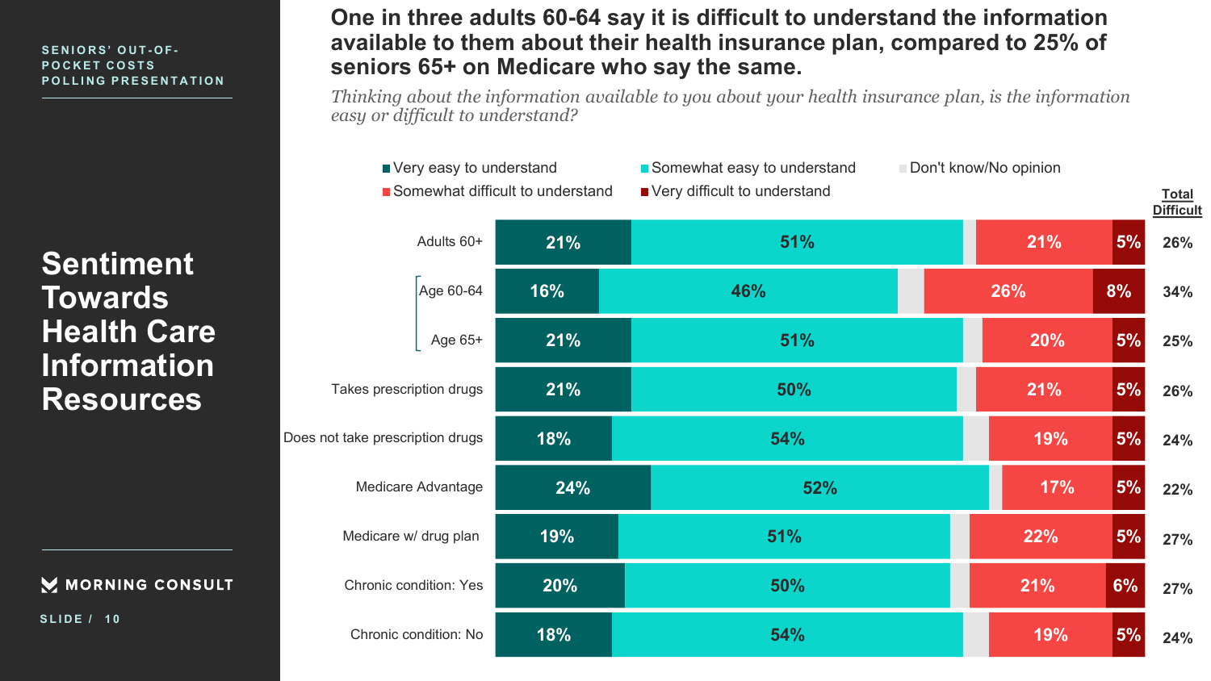SENIORS' OUT-OF-POCKET COSTS POLLING PRESENTATION

# Sentiment Towards Health Care Information Resources

## One in three adults 60-64 say it is difficult to understand the information available to them about their health insurance plan, compared to 25% of seniors 65+ on Medicare who say the same.

*Thinking about the information available to you about your health insurance plan, is the information easy or difficult to understand?*

| | Very easy to understand | Somewhat easy to understand | Don't know/No opinion | Somewhat difficult to understand | Very difficult to understand | Total Difficult |
|---|---|---|---|---|---|---|
| Adults 60+ | 21% | 51% | | 21% | 5% | 26% |
| Age 60-64 | 16% | 46% | | 26% | 8% | 34% |
| Age 65+ | 21% | 51% | | 20% | 5% | 25% |
| Takes prescription drugs | 21% | 50% | | 21% | 5% | 26% |
| Does not take prescription drugs | 18% | 54% | | 19% | 5% | 24% |
| Medicare Advantage | 24% | 52% | | 17% | 5% | 22% |
| Medicare w/ drug plan | 19% | 51% | | 22% | 5% | 27% |
| Chronic condition: Yes | 20% | 50% | | 21% | 6% | 27% |
| Chronic condition: No | 18% | 54% | | 19% | 5% | 24% |

MORNING CONSULT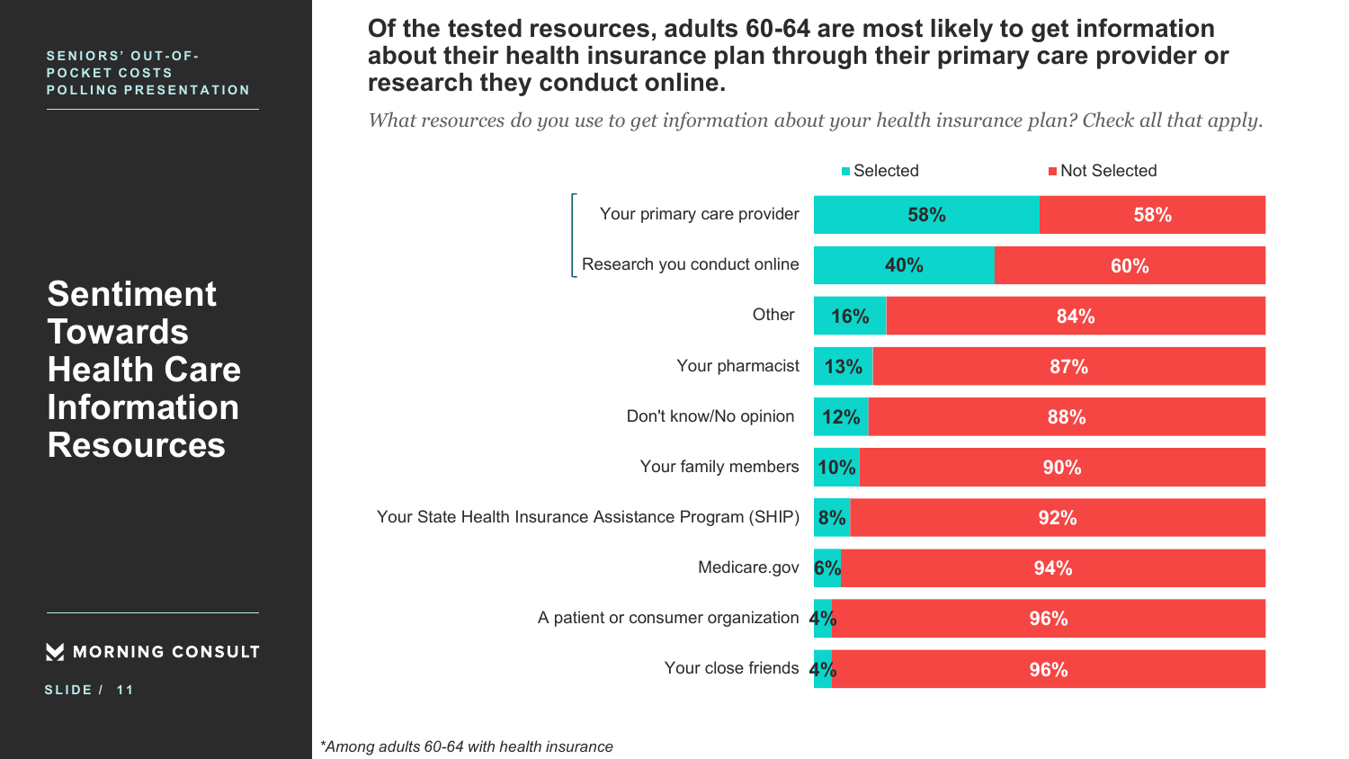SENIORS' OUT-OF-POCKET COSTS POLLING PRESENTATION

# Sentiment Towards Health Care Information Resources

## Of the tested resources, adults 60-64 are most likely to get information about their health insurance plan through their primary care provider or research they conduct online.

*What resources do you use to get information about your health insurance plan? Check all that apply.*

| Resource | Selected | Not Selected |
|---|---|---|
| Your primary care provider | 58% | 58% |
| Research you conduct online | 40% | 60% |
| Other | 16% | 84% |
| Your pharmacist | 13% | 87% |
| Don't know/No opinion | 12% | 88% |
| Your family members | 10% | 90% |
| Your State Health Insurance Assistance Program (SHIP) | 8% | 92% |
| Medicare.gov | 6% | 94% |
| A patient or consumer organization | 4% | 96% |
| Your close friends | 4% | 96% |

*Among adults 60-64 with health insurance

MORNING CONSULT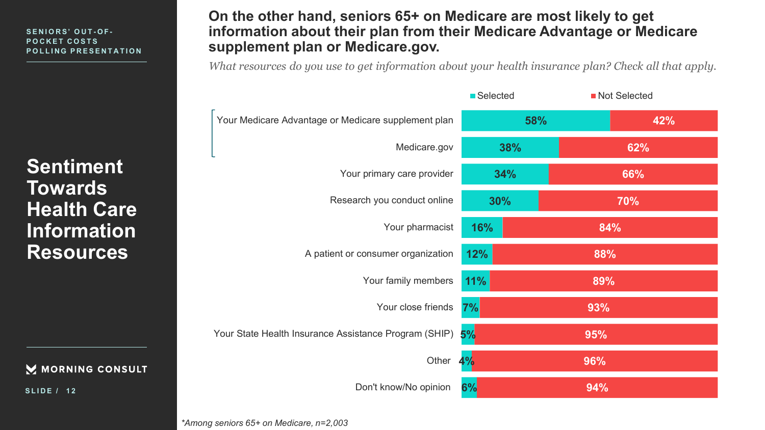SENIORS' OUT-OF-POCKET COSTS POLLING PRESENTATION

# Sentiment Towards Health Care Information Resources

## On the other hand, seniors 65+ on Medicare are most likely to get information about their plan from their Medicare Advantage or Medicare supplement plan or Medicare.gov.

*What resources do you use to get information about your health insurance plan? Check all that apply.*

| Resource | Selected | Not Selected |
|---|---|---|
| Your Medicare Advantage or Medicare supplement plan | 58% | 42% |
| Medicare.gov | 38% | 62% |
| Your primary care provider | 34% | 66% |
| Research you conduct online | 30% | 70% |
| Your pharmacist | 16% | 84% |
| A patient or consumer organization | 12% | 88% |
| Your family members | 11% | 89% |
| Your close friends | 7% | 93% |
| Your State Health Insurance Assistance Program (SHIP) | 5% | 95% |
| Other | 4% | 96% |
| Don't know/No opinion | 6% | 94% |

*Among seniors 65+ on Medicare, n=2,003

MORNING CONSULT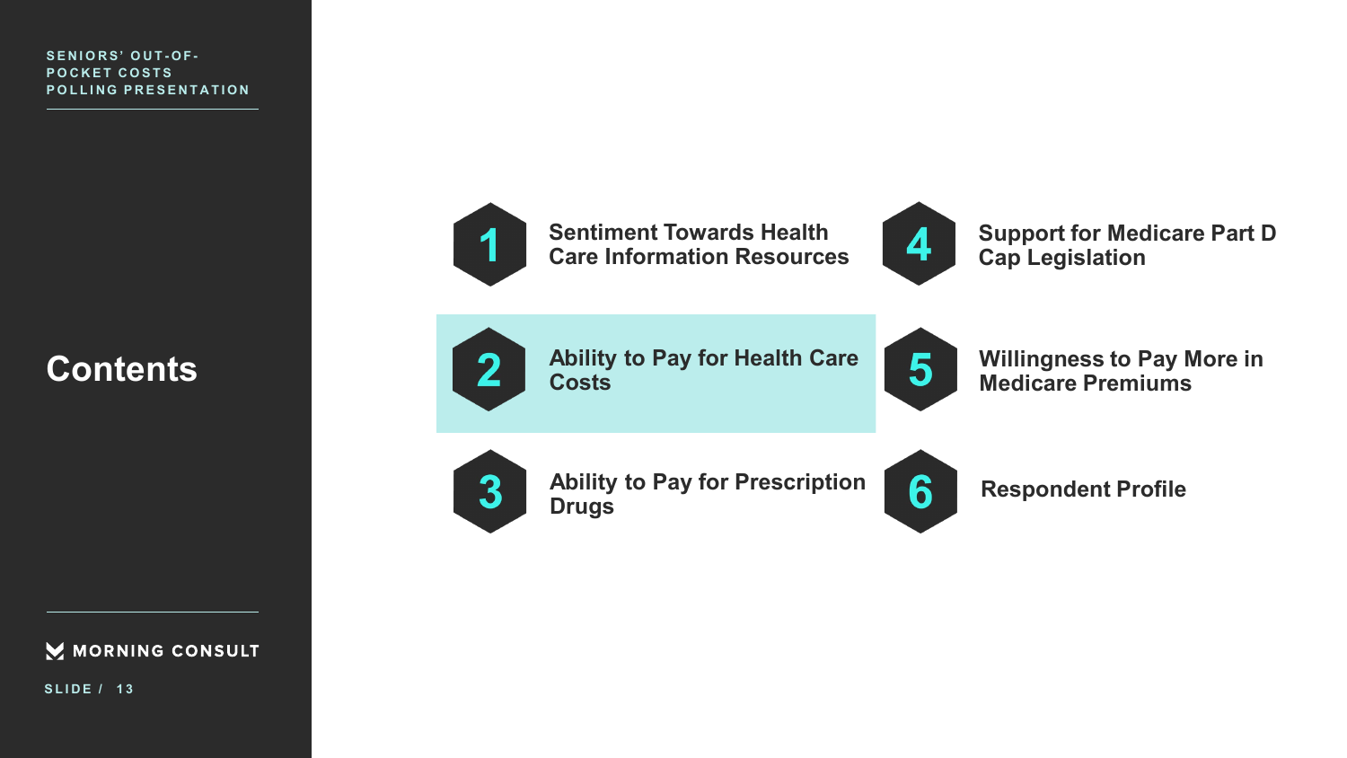# Contents

1. Sentiment Towards Health Care Information Resources
2. Ability to Pay for Health Care Costs
3. Ability to Pay for Prescription Drugs
4. Support for Medicare Part D Cap Legislation
5. Willingness to Pay More in Medicare Premiums
6. Respondent Profile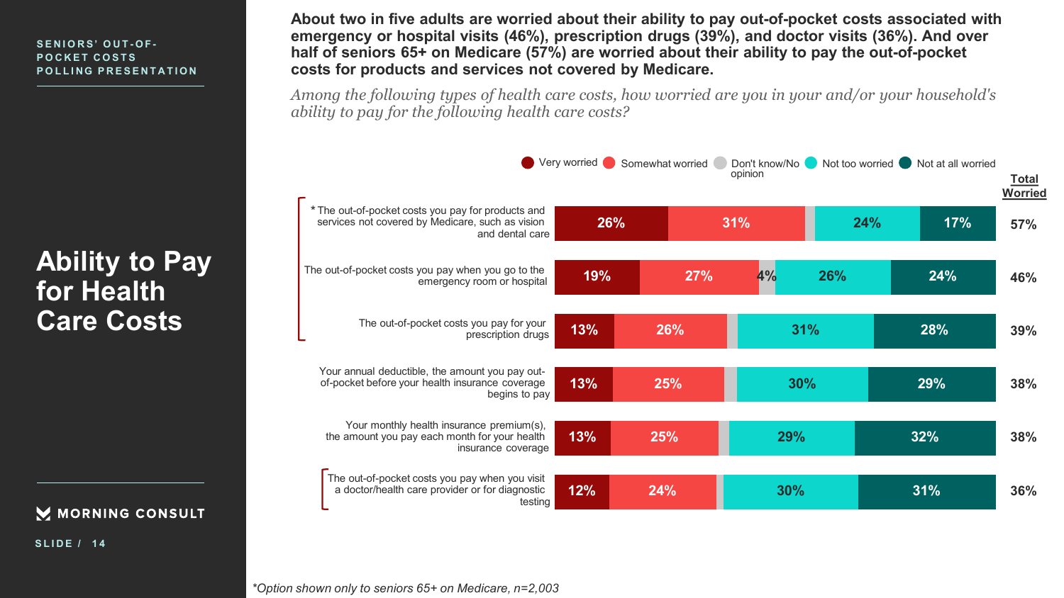SENIORS' OUT-OF-POCKET COSTS POLLING PRESENTATION

# Ability to Pay for Health Care Costs

**About two in five adults are worried about their ability to pay out-of-pocket costs associated with emergency or hospital visits (46%), prescription drugs (39%), and doctor visits (36%). And over half of seniors 65+ on Medicare (57%) are worried about their ability to pay the out-of-pocket costs for products and services not covered by Medicare.**

*Among the following types of health care costs, how worried are you in your and/or your household's ability to pay for the following health care costs?*

| | Very worried | Somewhat worried | Don't know/No opinion | Not too worried | Not at all worried | Total Worried |
|---|---|---|---|---|---|---|
| * The out-of-pocket costs you pay for products and services not covered by Medicare, such as vision and dental care | 26% | 31% | | 24% | 17% | 57% |
| The out-of-pocket costs you pay when you go to the emergency room or hospital | 19% | 27% | 4% | 26% | 24% | 46% |
| The out-of-pocket costs you pay for your prescription drugs | 13% | 26% | | 31% | 28% | 39% |
| Your annual deductible, the amount you pay out-of-pocket before your health insurance coverage begins to pay | 13% | 25% | | 30% | 29% | 38% |
| Your monthly health insurance premium(s), the amount you pay each month for your health insurance coverage | 13% | 25% | | 29% | 32% | 38% |
| The out-of-pocket costs you pay when you visit a doctor/health care provider or for diagnostic testing | 12% | 24% | | 30% | 31% | 36% |

*Option shown only to seniors 65+ on Medicare, n=2,003*

MORNING CONSULT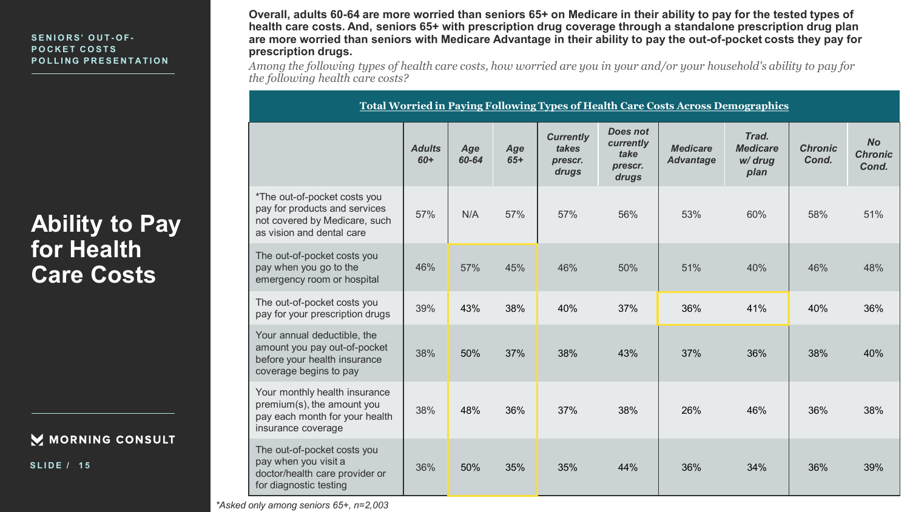SENIORS' OUT-OF-POCKET COSTS POLLING PRESENTATION

# Ability to Pay for Health Care Costs

**Overall, adults 60-64 are more worried than seniors 65+ on Medicare in their ability to pay for the tested types of health care costs. And, seniors 65+ with prescription drug coverage through a standalone prescription drug plan are more worried than seniors with Medicare Advantage in their ability to pay the out-of-pocket costs they pay for prescription drugs.**

*Among the following types of health care costs, how worried are you in your and/or your household's ability to pay for the following health care costs?*

**Total Worried in Paying Following Types of Health Care Costs Across Demographics**

| | *Adults 60+* | *Age 60-64* | *Age 65+* | *Currently takes prescr. drugs* | *Does not currently take prescr. drugs* | *Medicare Advantage* | *Trad. Medicare w/ drug plan* | *Chronic Cond.* | *No Chronic Cond.* |
|---|---|---|---|---|---|---|---|---|---|
| *The out-of-pocket costs you pay for products and services not covered by Medicare, such as vision and dental care | 57% | N/A | 57% | 57% | 56% | 53% | 60% | 58% | 51% |
| The out-of-pocket costs you pay when you go to the emergency room or hospital | 46% | 57% | 45% | 46% | 50% | 51% | 40% | 46% | 48% |
| The out-of-pocket costs you pay for your prescription drugs | 39% | 43% | 38% | 40% | 37% | 36% | 41% | 40% | 36% |
| Your annual deductible, the amount you pay out-of-pocket before your health insurance coverage begins to pay | 38% | 50% | 37% | 38% | 43% | 37% | 36% | 38% | 40% |
| Your monthly health insurance premium(s), the amount you pay each month for your health insurance coverage | 38% | 48% | 36% | 37% | 38% | 26% | 46% | 36% | 38% |
| The out-of-pocket costs you pay when you visit a doctor/health care provider or for diagnostic testing | 36% | 50% | 35% | 35% | 44% | 36% | 34% | 36% | 39% |

*\*Asked only among seniors 65+, n=2,003*

MORNING CONSULT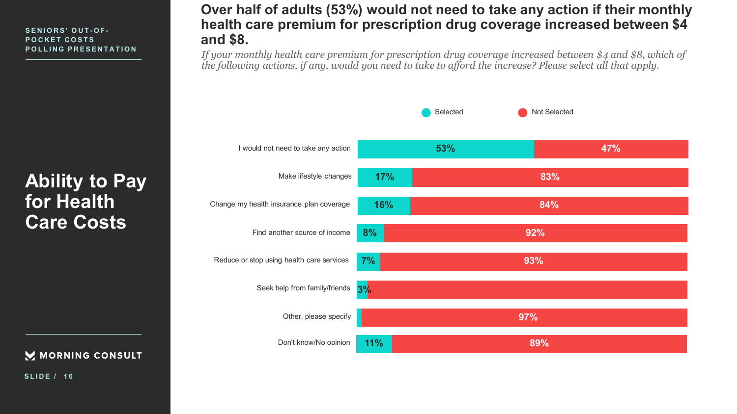SENIORS' OUT-OF-POCKET COSTS POLLING PRESENTATION

# Ability to Pay for Health Care Costs

## Over half of adults (53%) would not need to take any action if their monthly health care premium for prescription drug coverage increased between $4 and $8.

*If your monthly health care premium for prescription drug coverage increased between $4 and $8, which of the following actions, if any, would you need to take to afford the increase? Please select all that apply.*

| | Selected | Not Selected |
|---|---|---|
| I would not need to take any action | 53% | 47% |
| Make lifestyle changes | 17% | 83% |
| Change my health insurance plan coverage | 16% | 84% |
| Find another source of income | 8% | 92% |
| Reduce or stop using health care services | 7% | 93% |
| Seek help from family/friends | 3% | |
| Other, please specify | | 97% |
| Don't know/No opinion | 11% | 89% |

MORNING CONSULT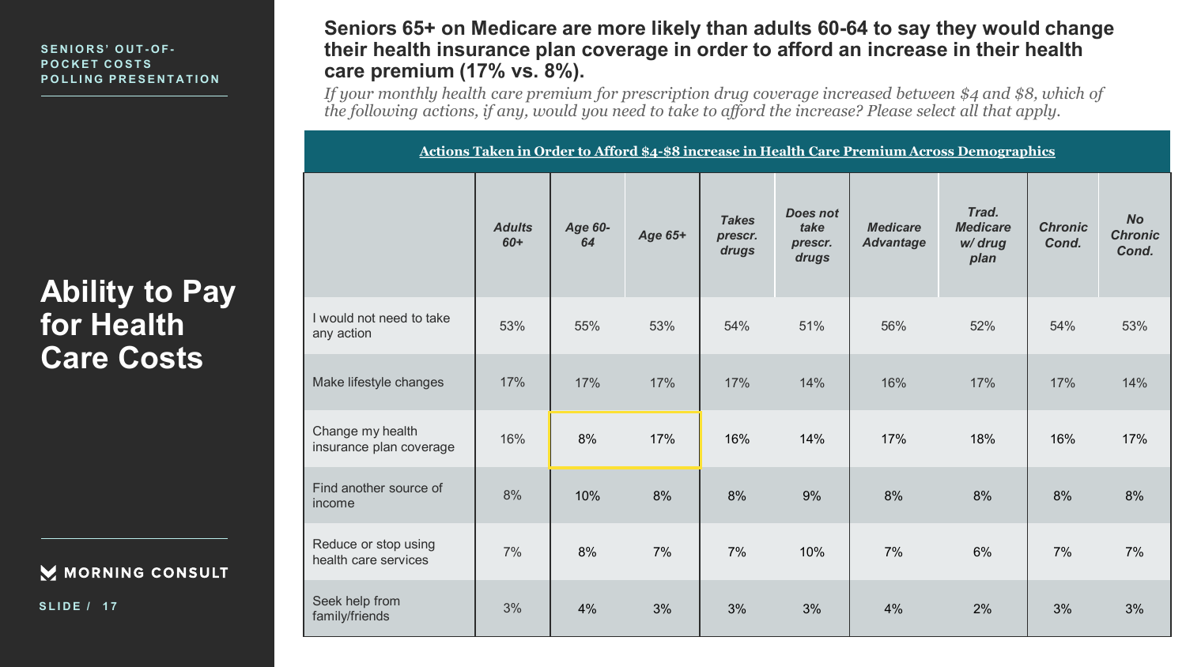SENIORS' OUT-OF-POCKET COSTS POLLING PRESENTATION

# Ability to Pay for Health Care Costs

## Seniors 65+ on Medicare are more likely than adults 60-64 to say they would change their health insurance plan coverage in order to afford an increase in their health care premium (17% vs. 8%).

*If your monthly health care premium for prescription drug coverage increased between $4 and $8, which of the following actions, if any, would you need to take to afford the increase? Please select all that apply.*

**Actions Taken in Order to Afford $4-$8 increase in Health Care Premium Across Demographics**

| | Adults 60+ | Age 60-64 | Age 65+ | Takes prescr. drugs | Does not take prescr. drugs | Medicare Advantage | Trad. Medicare w/ drug plan | Chronic Cond. | No Chronic Cond. |
|---|---|---|---|---|---|---|---|---|---|
| I would not need to take any action | 53% | 55% | 53% | 54% | 51% | 56% | 52% | 54% | 53% |
| Make lifestyle changes | 17% | 17% | 17% | 17% | 14% | 16% | 17% | 17% | 14% |
| Change my health insurance plan coverage | 16% | 8% | 17% | 16% | 14% | 17% | 18% | 16% | 17% |
| Find another source of income | 8% | 10% | 8% | 8% | 9% | 8% | 8% | 8% | 8% |
| Reduce or stop using health care services | 7% | 8% | 7% | 7% | 10% | 7% | 6% | 7% | 7% |
| Seek help from family/friends | 3% | 4% | 3% | 3% | 3% | 4% | 2% | 3% | 3% |

MORNING CONSULT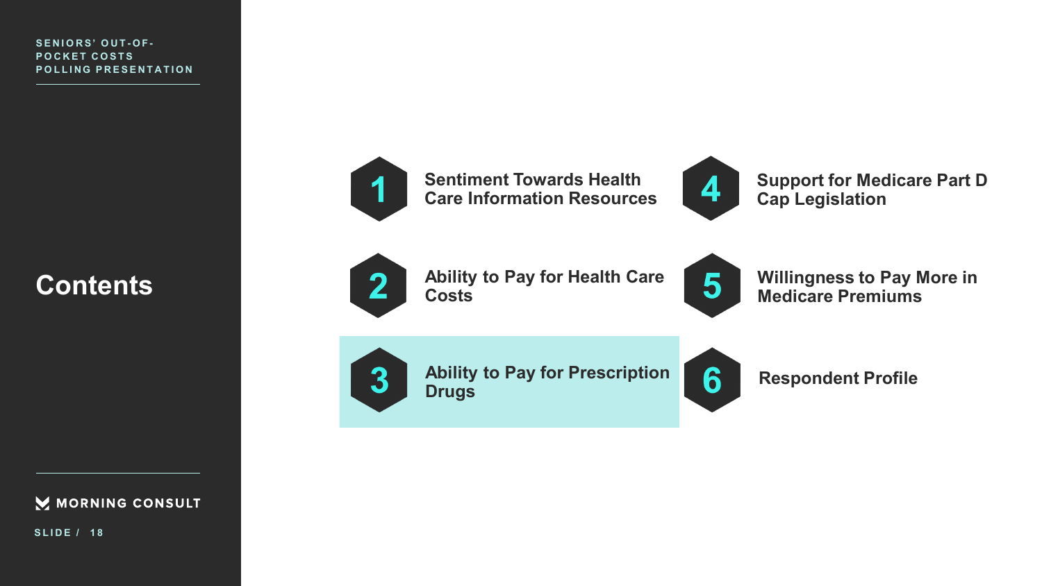# Contents

1. Sentiment Towards Health Care Information Resources
2. Ability to Pay for Health Care Costs
3. **Ability to Pay for Prescription Drugs**
4. Support for Medicare Part D Cap Legislation
5. Willingness to Pay More in Medicare Premiums
6. Respondent Profile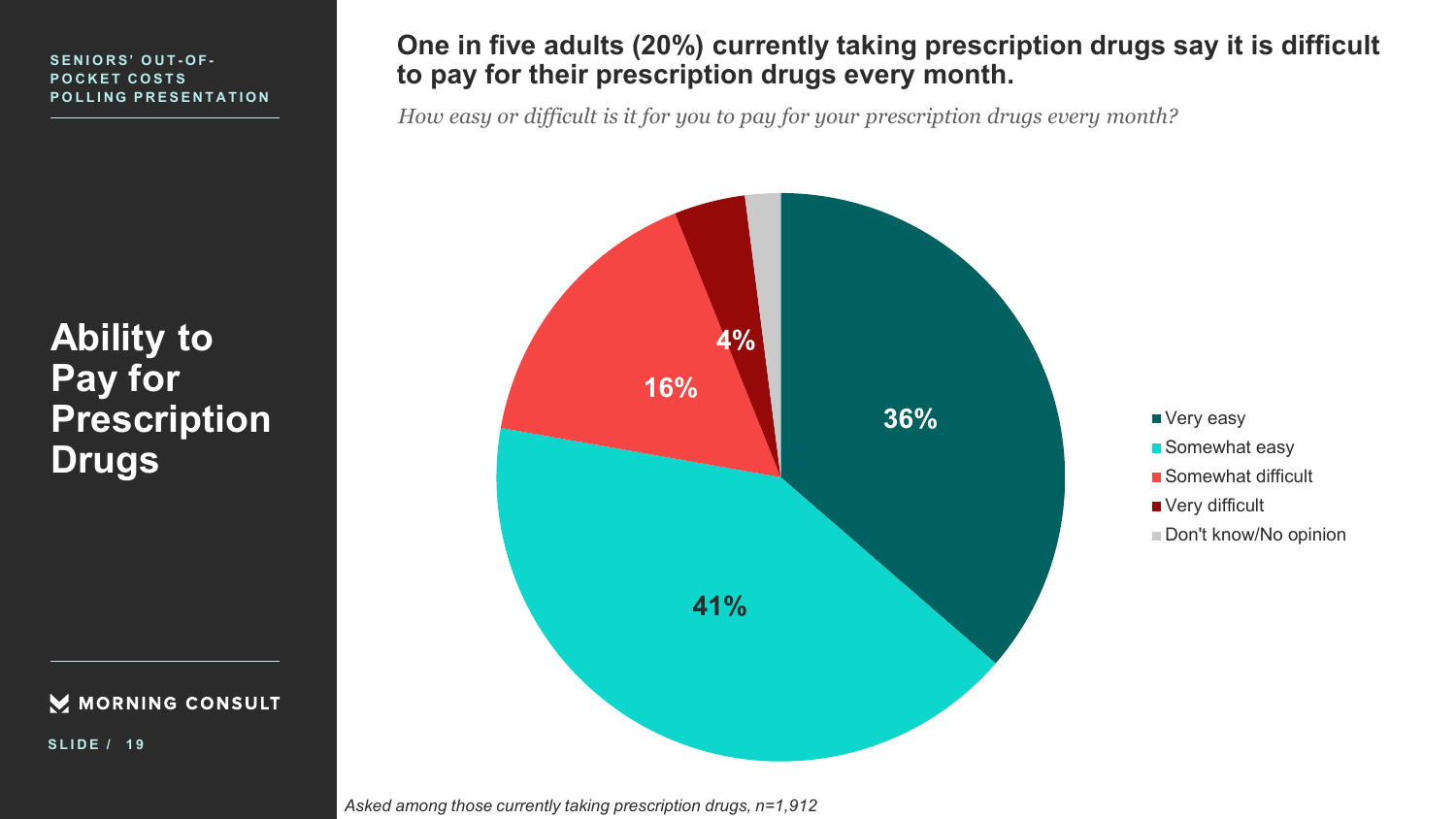SENIORS' OUT-OF-POCKET COSTS POLLING PRESENTATION

# Ability to Pay for Prescription Drugs

## One in five adults (20%) currently taking prescription drugs say it is difficult to pay for their prescription drugs every month.

*How easy or difficult is it for you to pay for your prescription drugs every month?*

| Response | % |
|---|---|
| Very easy | 36% |
| Somewhat easy | 41% |
| Somewhat difficult | 16% |
| Very difficult | 4% |
| Don't know/No opinion | |

*Asked among those currently taking prescription drugs, n=1,912*

MORNING CONSULT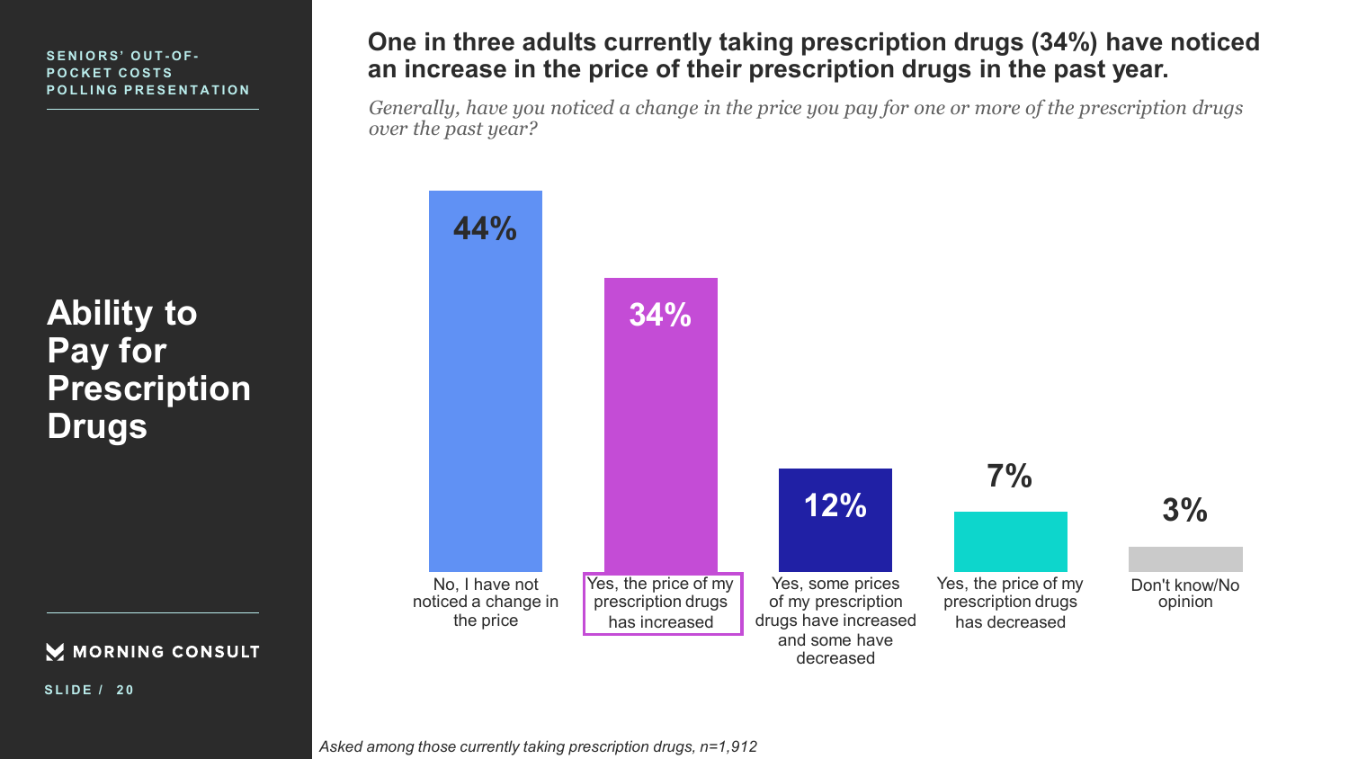SENIORS' OUT-OF-POCKET COSTS POLLING PRESENTATION

# Ability to Pay for Prescription Drugs

## One in three adults currently taking prescription drugs (34%) have noticed an increase in the price of their prescription drugs in the past year.

*Generally, have you noticed a change in the price you pay for one or more of the prescription drugs over the past year?*

| Response | % |
| --- | --- |
| No, I have not noticed a change in the price | 44% |
| Yes, the price of my prescription drugs has increased | 34% |
| Yes, some prices of my prescription drugs have increased and some have decreased | 12% |
| Yes, the price of my prescription drugs has decreased | 7% |
| Don't know/No opinion | 3% |

*Asked among those currently taking prescription drugs, n=1,912*

MORNING CONSULT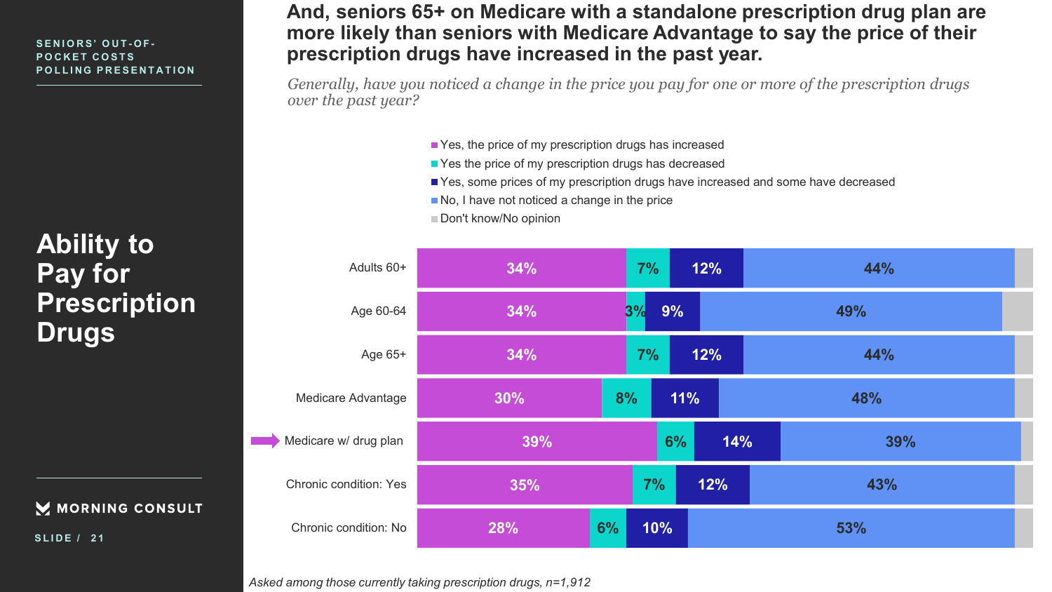SENIORS' OUT-OF-POCKET COSTS POLLING PRESENTATION

## Ability to Pay for Prescription Drugs

# And, seniors 65+ on Medicare with a standalone prescription drug plan are more likely than seniors with Medicare Advantage to say the price of their prescription drugs have increased in the past year.

*Generally, have you noticed a change in the price you pay for one or more of the prescription drugs over the past year?*

| | Yes, the price of my prescription drugs has increased | Yes the price of my prescription drugs has decreased | Yes, some prices of my prescription drugs have increased and some have decreased | No, I have not noticed a change in the price | Don't know/No opinion |
|---|---|---|---|---|---|
| Adults 60+ | 34% | 7% | 12% | 44% | |
| Age 60-64 | 34% | 3% | 9% | 49% | |
| Age 65+ | 34% | 7% | 12% | 44% | |
| Medicare Advantage | 30% | 8% | 11% | 48% | |
| Medicare w/ drug plan | 39% | 6% | 14% | 39% | |
| Chronic condition: Yes | 35% | 7% | 12% | 43% | |
| Chronic condition: No | 28% | 6% | 10% | 53% | |

*Asked among those currently taking prescription drugs, n=1,912*

MORNING CONSULT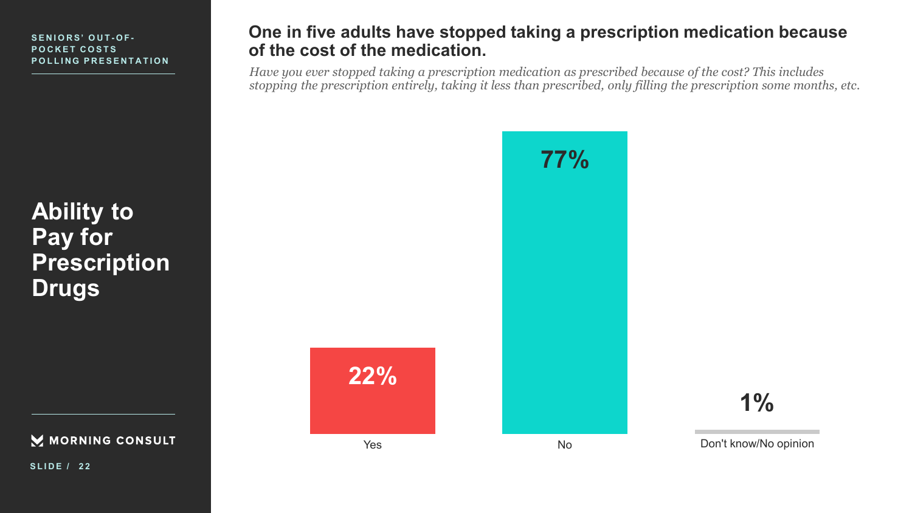SENIORS' OUT-OF-POCKET COSTS POLLING PRESENTATION

# Ability to Pay for Prescription Drugs

## One in five adults have stopped taking a prescription medication because of the cost of the medication.

*Have you ever stopped taking a prescription medication as prescribed because of the cost? This includes stopping the prescription entirely, taking it less than prescribed, only filling the prescription some months, etc.*

| Response | Percent |
| --- | --- |
| Yes | 22% |
| No | 77% |
| Don't know/No opinion | 1% |

MORNING CONSULT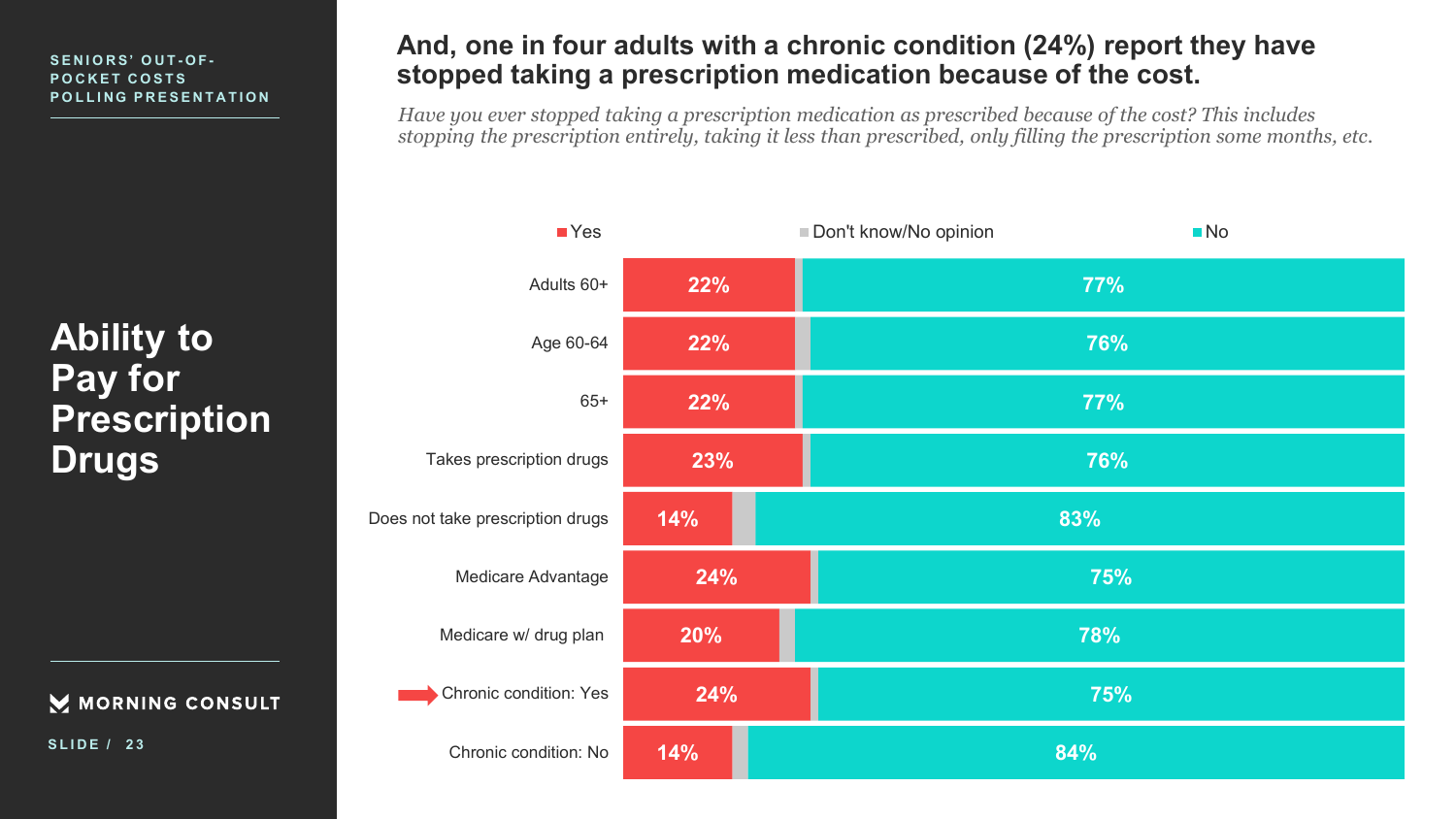SENIORS' OUT-OF-POCKET COSTS POLLING PRESENTATION

# Ability to Pay for Prescription Drugs

## And, one in four adults with a chronic condition (24%) report they have stopped taking a prescription medication because of the cost.

*Have you ever stopped taking a prescription medication as prescribed because of the cost? This includes stopping the prescription entirely, taking it less than prescribed, only filling the prescription some months, etc.*

| | Yes | Don't know/No opinion | No |
|---|---|---|---|
| Adults 60+ | 22% | | 77% |
| Age 60-64 | 22% | | 76% |
| 65+ | 22% | | 77% |
| Takes prescription drugs | 23% | | 76% |
| Does not take prescription drugs | 14% | | 83% |
| Medicare Advantage | 24% | | 75% |
| Medicare w/ drug plan | 20% | | 78% |
| Chronic condition: Yes | 24% | | 75% |
| Chronic condition: No | 14% | | 84% |

MORNING CONSULT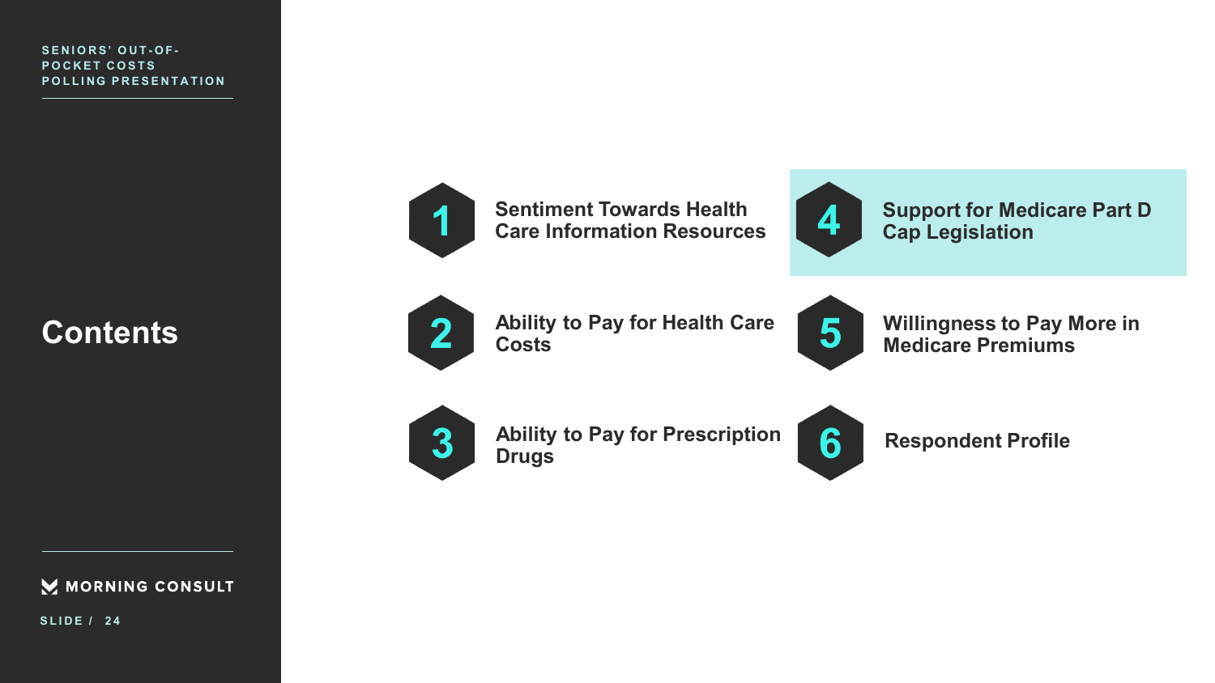# Contents

1. Sentiment Towards Health Care Information Resources
2. Ability to Pay for Health Care Costs
3. Ability to Pay for Prescription Drugs
4. **Support for Medicare Part D Cap Legislation**
5. Willingness to Pay More in Medicare Premiums
6. Respondent Profile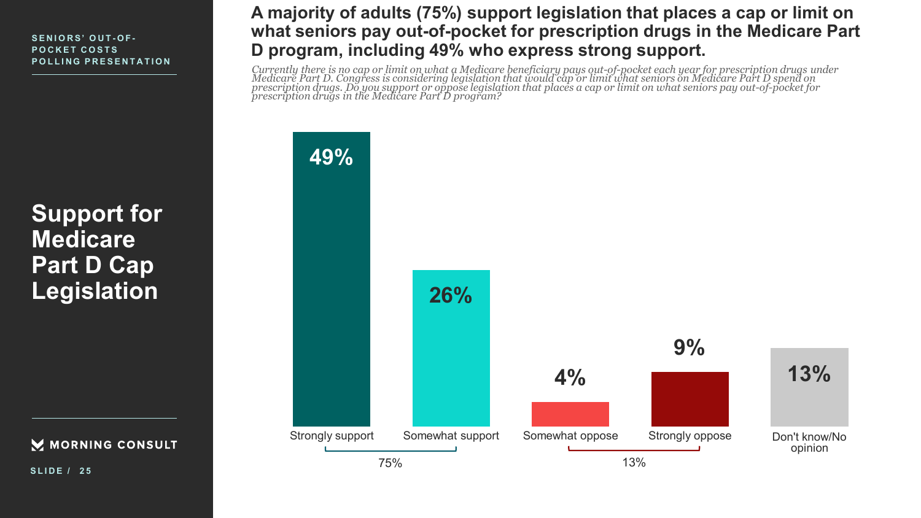SENIORS' OUT-OF-POCKET COSTS POLLING PRESENTATION

# Support for Medicare Part D Cap Legislation

## A majority of adults (75%) support legislation that places a cap or limit on what seniors pay out-of-pocket for prescription drugs in the Medicare Part D program, including 49% who express strong support.

*Currently there is no cap or limit on what a Medicare beneficiary pays out-of-pocket each year for prescription drugs under Medicare Part D. Congress is considering legislation that would cap or limit what seniors on Medicare Part D spend on prescription drugs. Do you support or oppose legislation that places a cap or limit on what seniors pay out-of-pocket for prescription drugs in the Medicare Part D program?*

| Response | % |
| --- | --- |
| Strongly support | 49% |
| Somewhat support | 26% |
| Somewhat oppose | 4% |
| Strongly oppose | 9% |
| Don't know/No opinion | 13% |

Total support: 75%

Total oppose: 13%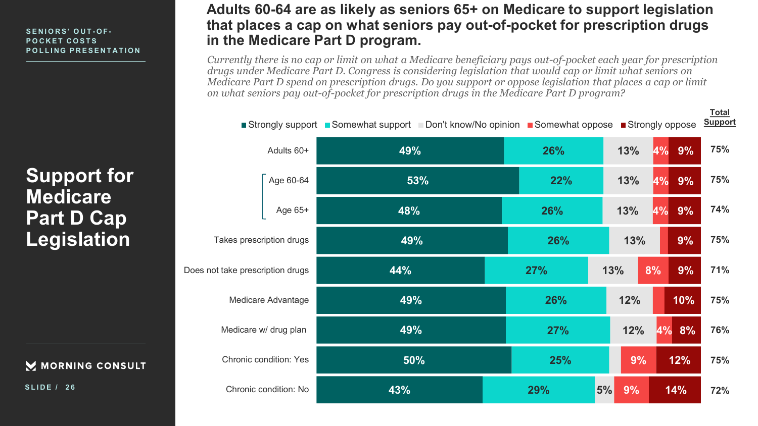SENIORS' OUT-OF-POCKET COSTS POLLING PRESENTATION

# Support for Medicare Part D Cap Legislation

## Adults 60-64 are as likely as seniors 65+ on Medicare to support legislation that places a cap on what seniors pay out-of-pocket for prescription drugs in the Medicare Part D program.

*Currently there is no cap or limit on what a Medicare beneficiary pays out-of-pocket each year for prescription drugs under Medicare Part D. Congress is considering legislation that would cap or limit what seniors on Medicare Part D spend on prescription drugs. Do you support or oppose legislation that places a cap or limit on what seniors pay out-of-pocket for prescription drugs in the Medicare Part D program?*

| | Strongly support | Somewhat support | Don't know/No opinion | Somewhat oppose | Strongly oppose | Total Support |
|---|---|---|---|---|---|---|
| Adults 60+ | 49% | 26% | 13% | 4% | 9% | 75% |
| Age 60-64 | 53% | 22% | 13% | 4% | 9% | 75% |
| Age 65+ | 48% | 26% | 13% | 4% | 9% | 74% |
| Takes prescription drugs | 49% | 26% | 13% | | 9% | 75% |
| Does not take prescription drugs | 44% | 27% | 13% | 8% | 9% | 71% |
| Medicare Advantage | 49% | 26% | 12% | | 10% | 75% |
| Medicare w/ drug plan | 49% | 27% | 12% | 4% | 8% | 76% |
| Chronic condition: Yes | 50% | 25% | | 9% | 12% | 75% |
| Chronic condition: No | 43% | 29% | 5% | 9% | 14% | 72% |

MORNING CONSULT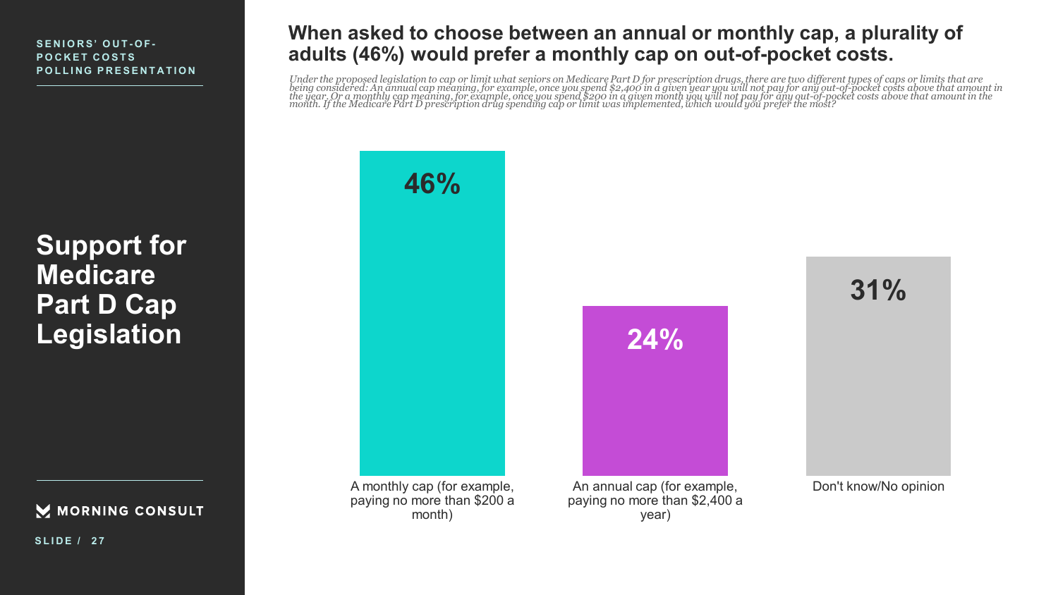SENIORS' OUT-OF-POCKET COSTS POLLING PRESENTATION

# Support for Medicare Part D Cap Legislation

## When asked to choose between an annual or monthly cap, a plurality of adults (46%) would prefer a monthly cap on out-of-pocket costs.

*Under the proposed legislation to cap or limit what seniors on Medicare Part D for prescription drugs, there are two different types of caps or limits that are being considered: An annual cap meaning, for example, once you spend $2,400 in a given year you will not pay for any out-of-pocket costs above that amount in the year. Or a monthly cap meaning, for example, once you spend $200 in a given month you will not pay for any out-of-pocket costs above that amount in the month. If the Medicare Part D prescription drug spending cap or limit was implemented, which would you prefer the most?*

| Response | Share |
| --- | --- |
| A monthly cap (for example, paying no more than $200 a month) | 46% |
| An annual cap (for example, paying no more than $2,400 a year) | 24% |
| Don't know/No opinion | 31% |

MORNING CONSULT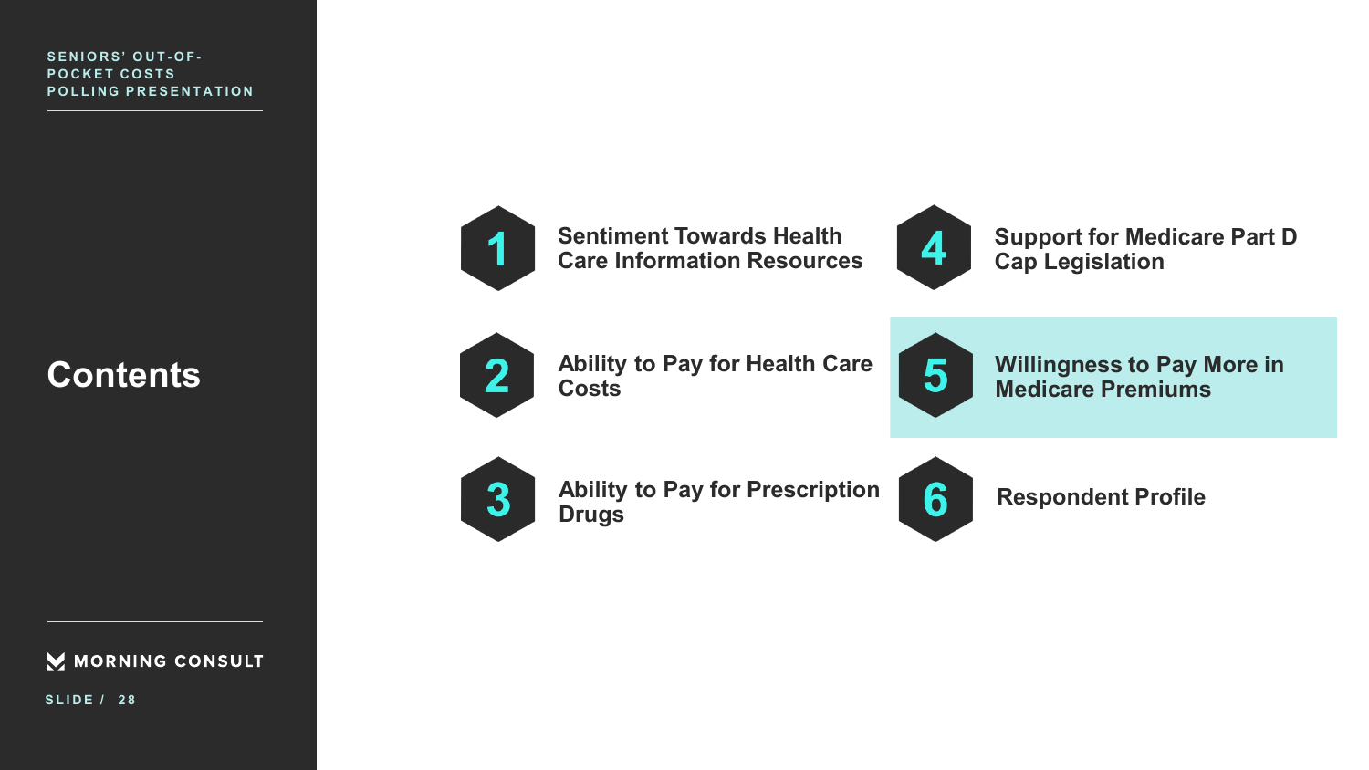# Contents

1. Sentiment Towards Health Care Information Resources
2. Ability to Pay for Health Care Costs
3. Ability to Pay for Prescription Drugs
4. Support for Medicare Part D Cap Legislation
5. **Willingness to Pay More in Medicare Premiums**
6. Respondent Profile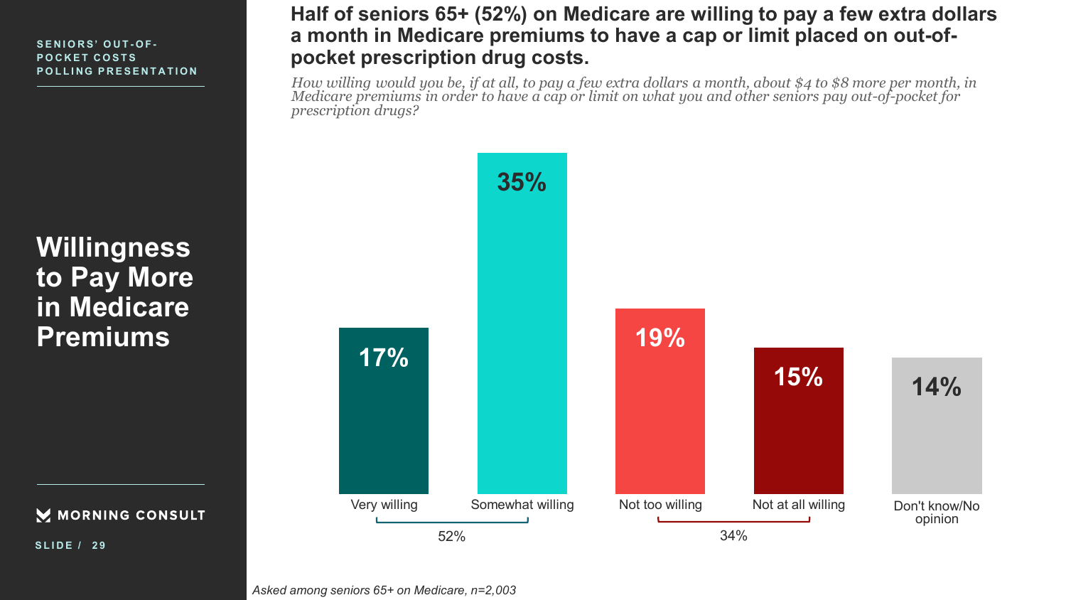SENIORS' OUT-OF-POCKET COSTS POLLING PRESENTATION

# Willingness to Pay More in Medicare Premiums

## Half of seniors 65+ (52%) on Medicare are willing to pay a few extra dollars a month in Medicare premiums to have a cap or limit placed on out-of-pocket prescription drug costs.

*How willing would you be, if at all, to pay a few extra dollars a month, about $4 to $8 more per month, in Medicare premiums in order to have a cap or limit on what you and other seniors pay out-of-pocket for prescription drugs?*

| Response | % |
|---|---|
| Very willing | 17% |
| Somewhat willing | 35% |
| Not too willing | 19% |
| Not at all willing | 15% |
| Don't know/No opinion | 14% |

Very willing + Somewhat willing: 52%

Not too willing + Not at all willing: 34%

*Asked among seniors 65+ on Medicare, n=2,003*

MORNING CONSULT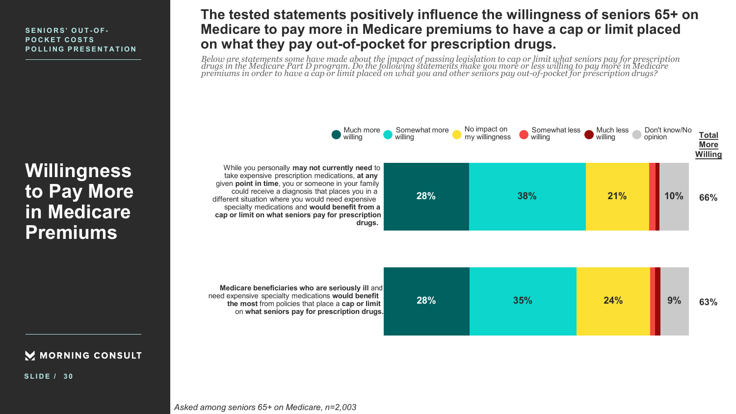SENIORS' OUT-OF-POCKET COSTS POLLING PRESENTATION

# Willingness to Pay More in Medicare Premiums

## The tested statements positively influence the willingness of seniors 65+ on Medicare to pay more in Medicare premiums to have a cap or limit placed on what they pay out-of-pocket for prescription drugs.

*Below are statements some have made about the impact of passing legislation to cap or limit what seniors pay for prescription drugs in the Medicare Part D program. Do the following statements make you more or less willing to pay more in Medicare premiums in order to have a cap or limit placed on what you and other seniors pay out-of-pocket for prescription drugs?*

| Statement | Much more willing | Somewhat more willing | No impact on my willingness | Somewhat less willing | Much less willing | Don't know/No opinion | Total More Willing |
|---|---|---|---|---|---|---|---|
| While you personally **may not currently need** to take expensive prescription medications, **at any given point in time**, you or someone in your family could receive a diagnosis that places you in a different situation where you would need expensive specialty medications and **would benefit from a cap or limit on what seniors pay for prescription drugs.** | 28% | 38% | 21% | | | 10% | 66% |
| **Medicare beneficiaries who are seriously ill** and need expensive specialty medications **would benefit the most** from policies that place a **cap or limit** on **what seniors pay for prescription drugs.** | 28% | 35% | 24% | | | 9% | 63% |

*Asked among seniors 65+ on Medicare, n=2,003*

MORNING CONSULT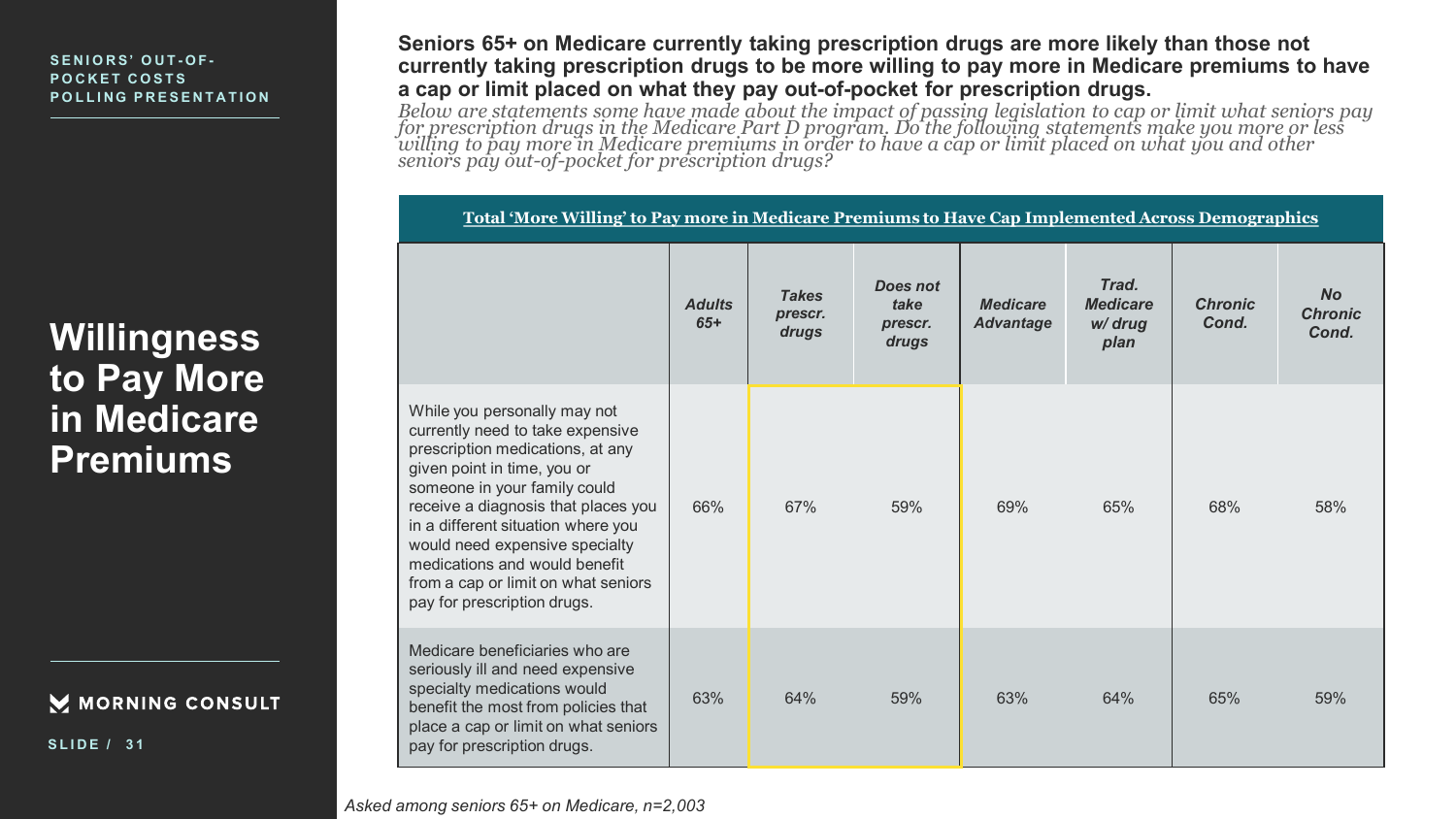SENIORS' OUT-OF-POCKET COSTS POLLING PRESENTATION

# Willingness to Pay More in Medicare Premiums

**Seniors 65+ on Medicare currently taking prescription drugs are more likely than those not currently taking prescription drugs to be more willing to pay more in Medicare premiums to have a cap or limit placed on what they pay out-of-pocket for prescription drugs.**

*Below are statements some have made about the impact of passing legislation to cap or limit what seniors pay for prescription drugs in the Medicare Part D program. Do the following statements make you more or less willing to pay more in Medicare premiums in order to have a cap or limit placed on what you and other seniors pay out-of-pocket for prescription drugs?*

**Total 'More Willing' to Pay more in Medicare Premiums to Have Cap Implemented Across Demographics**

| | *Adults 65+* | *Takes prescr. drugs* | *Does not take prescr. drugs* | *Medicare Advantage* | *Trad. Medicare w/ drug plan* | *Chronic Cond.* | *No Chronic Cond.* |
|---|---|---|---|---|---|---|---|
| While you personally may not currently need to take expensive prescription medications, at any given point in time, you or someone in your family could receive a diagnosis that places you in a different situation where you would need expensive specialty medications and would benefit from a cap or limit on what seniors pay for prescription drugs. | 66% | 67% | 59% | 69% | 65% | 68% | 58% |
| Medicare beneficiaries who are seriously ill and need expensive specialty medications would benefit the most from policies that place a cap or limit on what seniors pay for prescription drugs. | 63% | 64% | 59% | 63% | 64% | 65% | 59% |

*Asked among seniors 65+ on Medicare, n=2,003*

MORNING CONSULT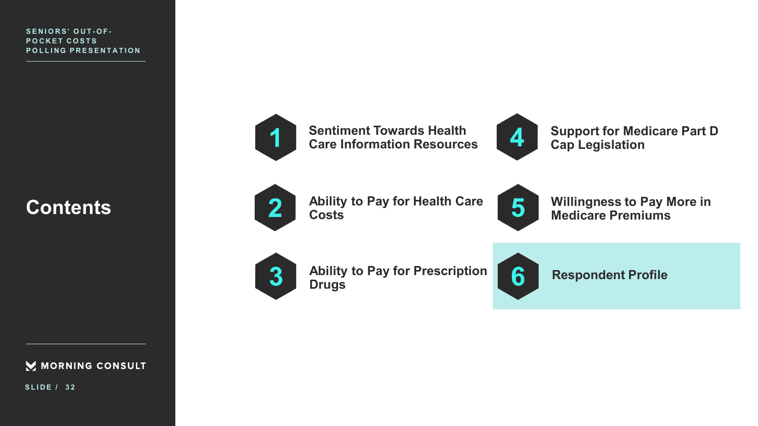# Contents

1. Sentiment Towards Health Care Information Resources
2. Ability to Pay for Health Care Costs
3. Ability to Pay for Prescription Drugs
4. Support for Medicare Part D Cap Legislation
5. Willingness to Pay More in Medicare Premiums
6. **Respondent Profile**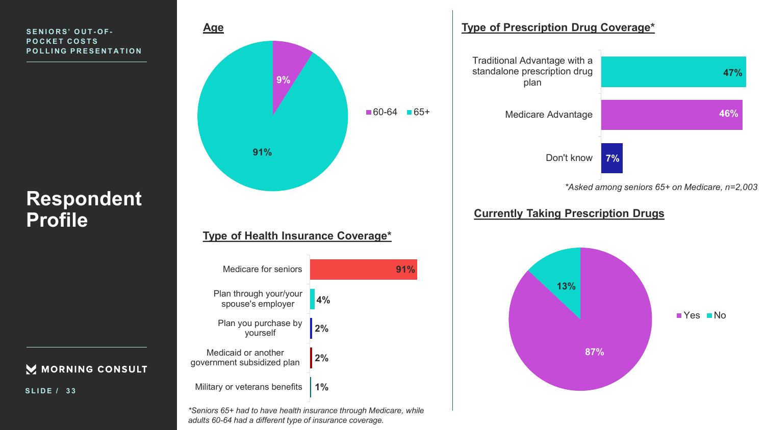SENIORS' OUT-OF-POCKET COSTS POLLING PRESENTATION

# Respondent Profile

## Age

| Age | % |
| --- | --- |
| 60-64 | 9% |
| 65+ | 91% |

## Type of Health Insurance Coverage*

| Coverage | % |
| --- | --- |
| Medicare for seniors | 91% |
| Plan through your/your spouse's employer | 4% |
| Plan you purchase by yourself | 2% |
| Medicaid or another government subsidized plan | 2% |
| Military or veterans benefits | 1% |

*Seniors 65+ had to have health insurance through Medicare, while adults 60-64 had a different type of insurance coverage.

## Type of Prescription Drug Coverage*

| Coverage | % |
| --- | --- |
| Traditional Advantage with a standalone prescription drug plan | 47% |
| Medicare Advantage | 46% |
| Don't know | 7% |

*Asked among seniors 65+ on Medicare, n=2,003

## Currently Taking Prescription Drugs

| Response | % |
| --- | --- |
| Yes | 87% |
| No | 13% |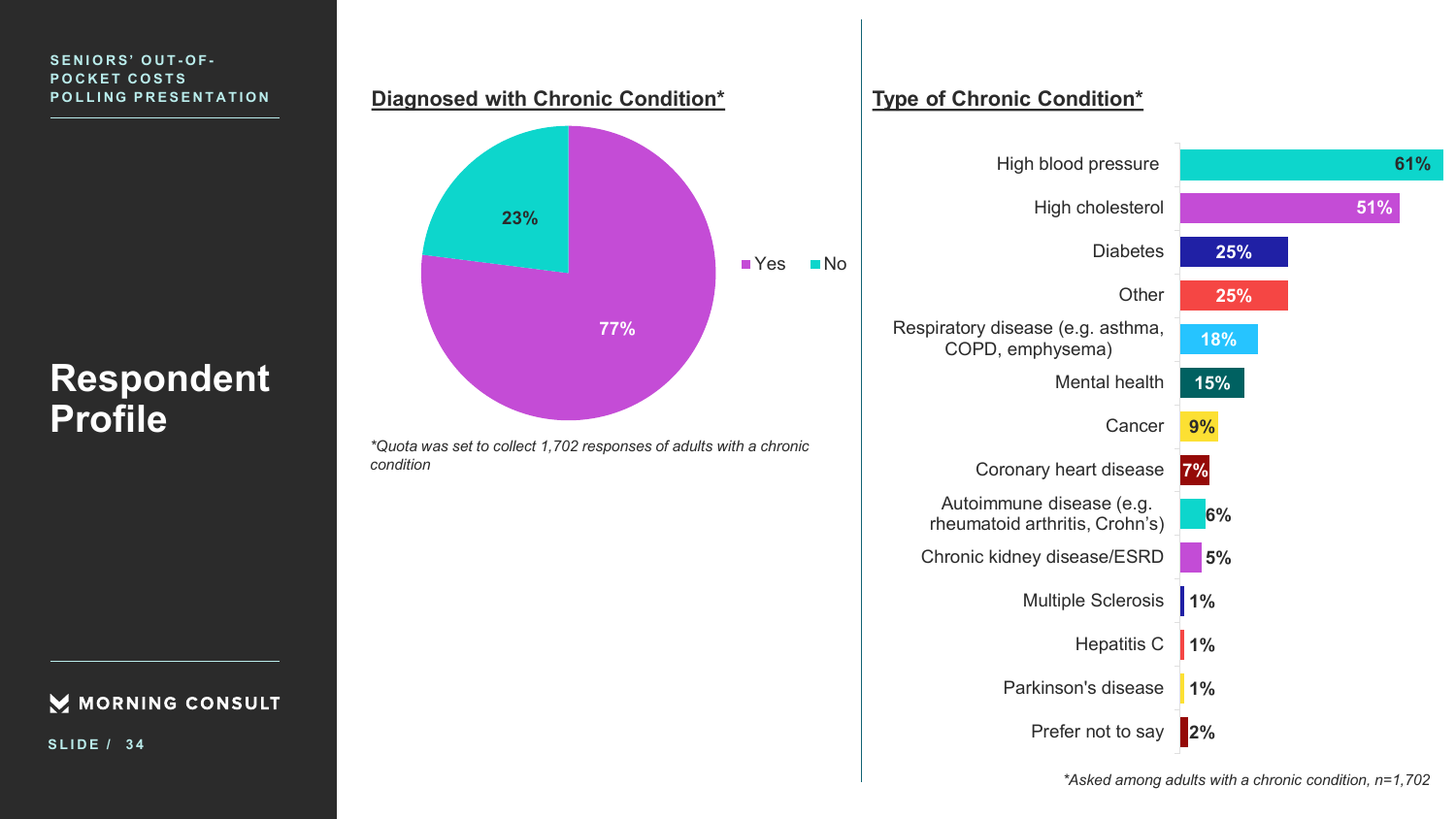SENIORS' OUT-OF-POCKET COSTS POLLING PRESENTATION

# Respondent Profile

## Diagnosed with Chronic Condition*

| Response | % |
| --- | --- |
| Yes | 77% |
| No | 23% |

*Quota was set to collect 1,702 responses of adults with a chronic condition

## Type of Chronic Condition*

| Condition | % |
| --- | --- |
| High blood pressure | 61% |
| High cholesterol | 51% |
| Diabetes | 25% |
| Other | 25% |
| Respiratory disease (e.g. asthma, COPD, emphysema) | 18% |
| Mental health | 15% |
| Cancer | 9% |
| Coronary heart disease | 7% |
| Autoimmune disease (e.g. rheumatoid arthritis, Crohn's) | 6% |
| Chronic kidney disease/ESRD | 5% |
| Multiple Sclerosis | 1% |
| Hepatitis C | 1% |
| Parkinson's disease | 1% |
| Prefer not to say | 2% |

*Asked among adults with a chronic condition, n=1,702

MORNING CONSULT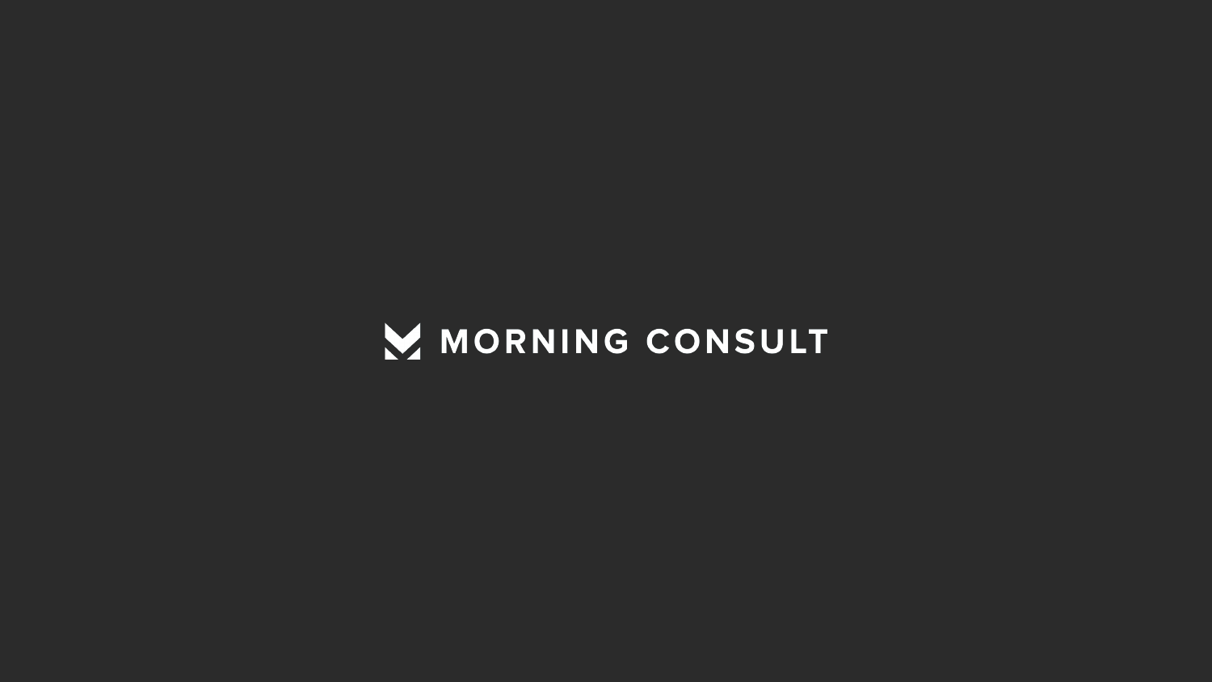MORNING CONSULT